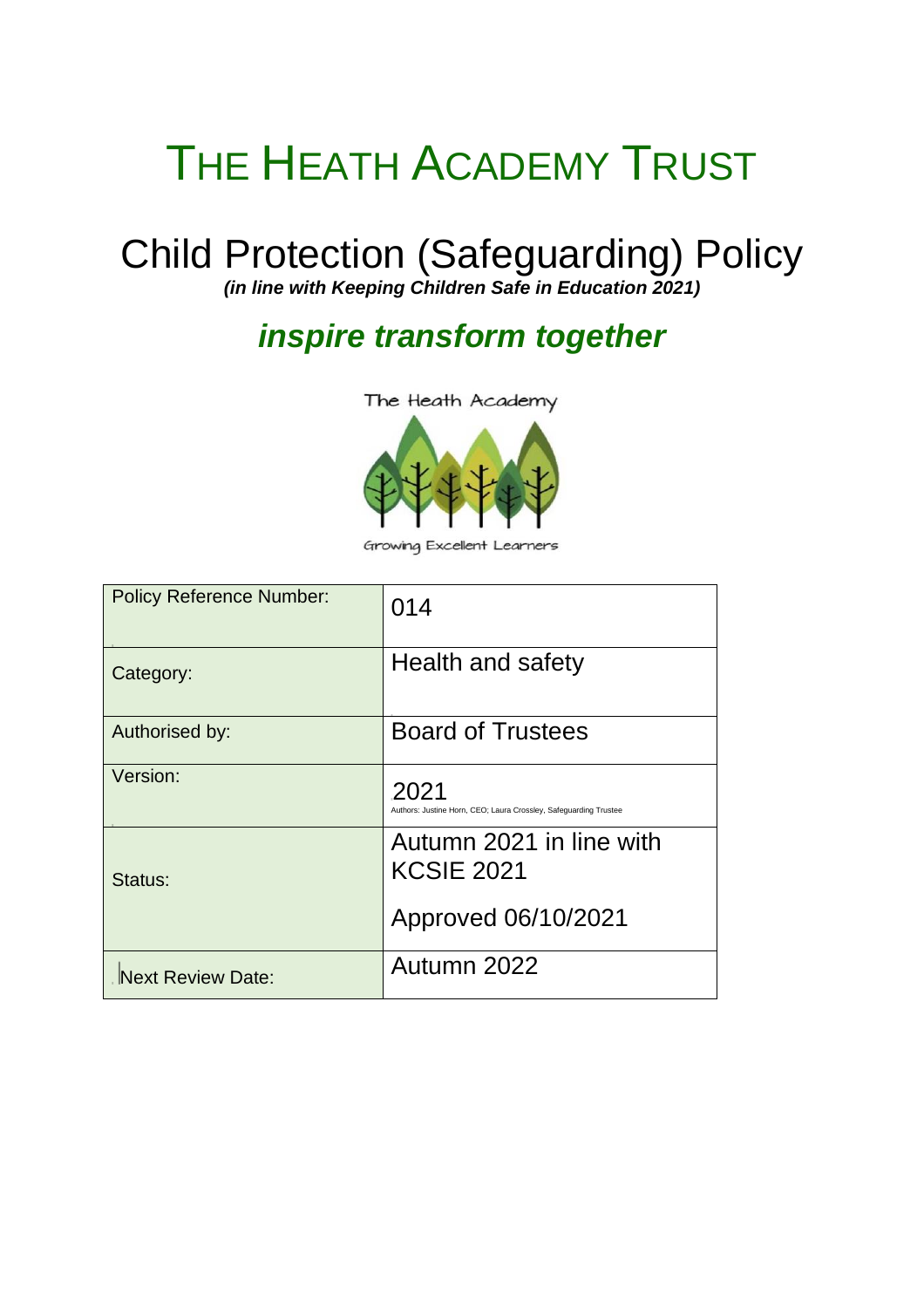# THE HEATH ACADEMY TRUST

## Child Protection (Safeguarding) Policy

***(in line with Keeping Children Safe in Education 2021)***

## *inspire transform together*

The Heath Academy

Growing Excellent Learners

| Policy Reference Number: | 014 |
|---|---|
| Category: | Health and safety |
| Authorised by: | Board of Trustees |
| Version: | 2021<br>Authors: Justine Horn, CEO; Laura Crossley, Safeguarding Trustee |
| Status: | Autumn 2021 in line with KCSIE 2021<br><br>Approved 06/10/2021 |
| Next Review Date: | Autumn 2022 |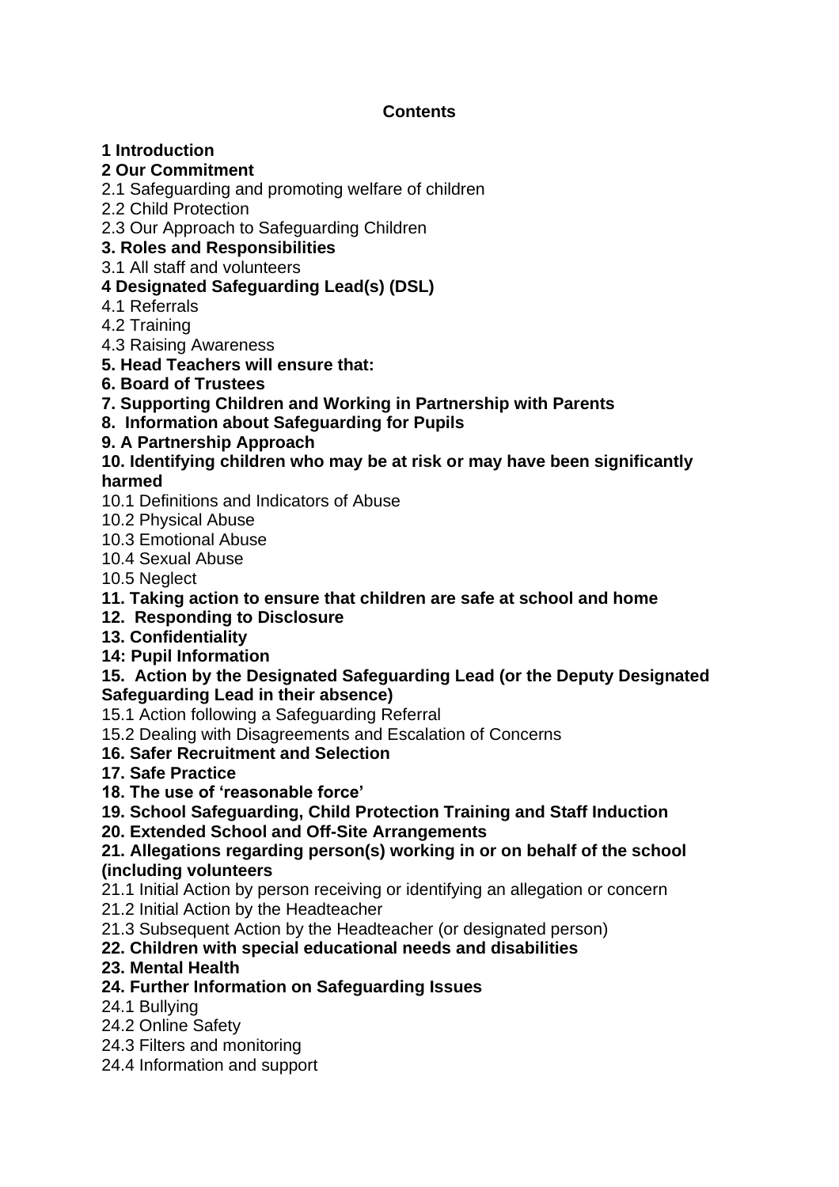**Contents**

**1 Introduction**

**2 Our Commitment**

2.1 Safeguarding and promoting welfare of children

2.2 Child Protection

2.3 Our Approach to Safeguarding Children

**3. Roles and Responsibilities**

3.1 All staff and volunteers

**4 Designated Safeguarding Lead(s) (DSL)**

4.1 Referrals

4.2 Training

4.3 Raising Awareness

**5. Head Teachers will ensure that:**

**6. Board of Trustees**

**7. Supporting Children and Working in Partnership with Parents**

**8. Information about Safeguarding for Pupils**

**9. A Partnership Approach**

**10. Identifying children who may be at risk or may have been significantly harmed**

10.1 Definitions and Indicators of Abuse

10.2 Physical Abuse

10.3 Emotional Abuse

10.4 Sexual Abuse

10.5 Neglect

**11. Taking action to ensure that children are safe at school and home**

**12. Responding to Disclosure**

**13. Confidentiality**

**14: Pupil Information**

**15. Action by the Designated Safeguarding Lead (or the Deputy Designated Safeguarding Lead in their absence)**

15.1 Action following a Safeguarding Referral

15.2 Dealing with Disagreements and Escalation of Concerns

**16. Safer Recruitment and Selection**

**17. Safe Practice**

**18. The use of 'reasonable force'**

**19. School Safeguarding, Child Protection Training and Staff Induction**

**20. Extended School and Off-Site Arrangements**

**21. Allegations regarding person(s) working in or on behalf of the school (including volunteers**

21.1 Initial Action by person receiving or identifying an allegation or concern

21.2 Initial Action by the Headteacher

21.3 Subsequent Action by the Headteacher (or designated person)

**22. Children with special educational needs and disabilities**

**23. Mental Health**

**24. Further Information on Safeguarding Issues**

24.1 Bullying

24.2 Online Safety

24.3 Filters and monitoring

24.4 Information and support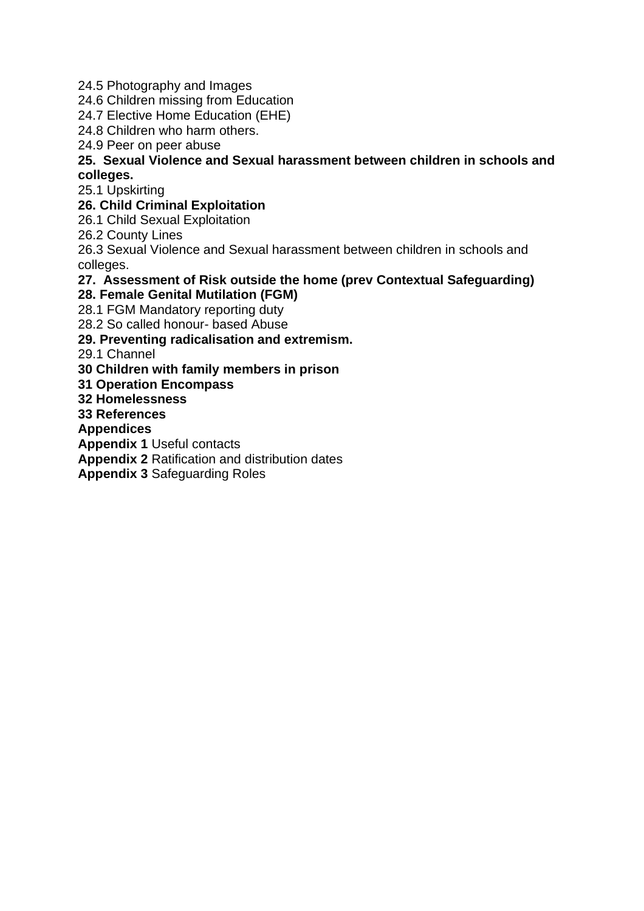24.5 Photography and Images
24.6 Children missing from Education
24.7 Elective Home Education (EHE)
24.8 Children who harm others.
24.9 Peer on peer abuse

**25. Sexual Violence and Sexual harassment between children in schools and colleges.**

25.1 Upskirting

**26. Child Criminal Exploitation**

26.1 Child Sexual Exploitation
26.2 County Lines
26.3 Sexual Violence and Sexual harassment between children in schools and colleges.

**27. Assessment of Risk outside the home (prev Contextual Safeguarding)**

**28. Female Genital Mutilation (FGM)**

28.1 FGM Mandatory reporting duty
28.2 So called honour- based Abuse

**29. Preventing radicalisation and extremism.**

29.1 Channel

**30 Children with family members in prison**

**31 Operation Encompass**

**32 Homelessness**

**33 References**

**Appendices**

**Appendix 1** Useful contacts
**Appendix 2** Ratification and distribution dates
**Appendix 3** Safeguarding Roles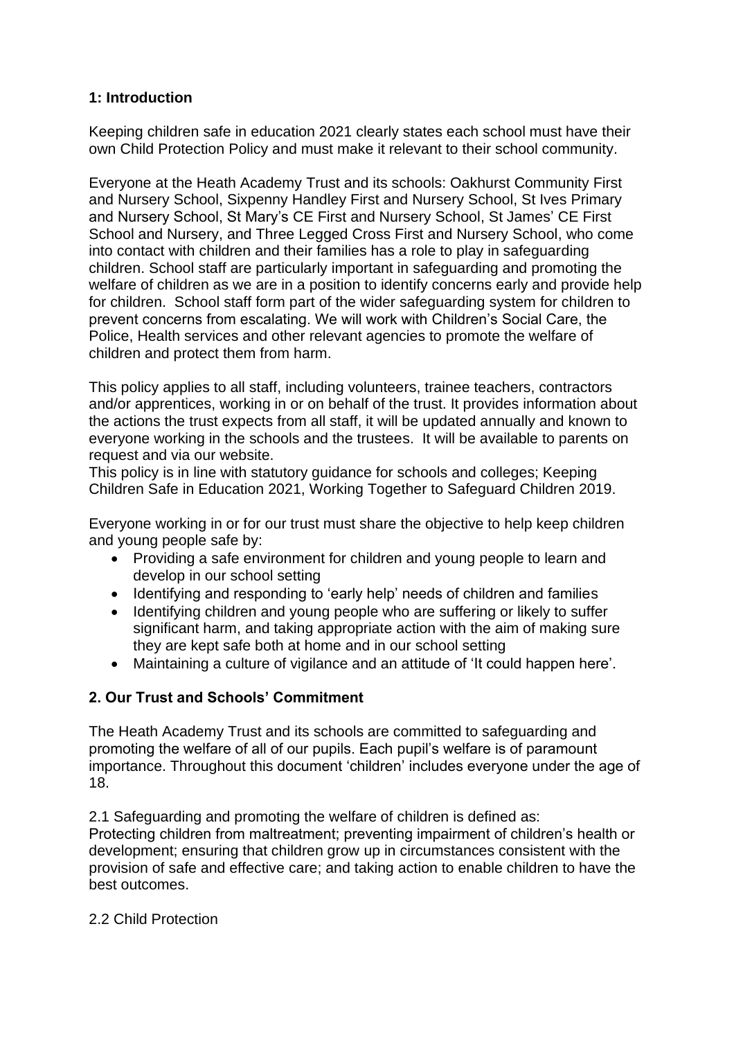## 1: Introduction

Keeping children safe in education 2021 clearly states each school must have their own Child Protection Policy and must make it relevant to their school community.

Everyone at the Heath Academy Trust and its schools: Oakhurst Community First and Nursery School, Sixpenny Handley First and Nursery School, St Ives Primary and Nursery School, St Mary's CE First and Nursery School, St James' CE First School and Nursery, and Three Legged Cross First and Nursery School, who come into contact with children and their families has a role to play in safeguarding children. School staff are particularly important in safeguarding and promoting the welfare of children as we are in a position to identify concerns early and provide help for children. School staff form part of the wider safeguarding system for children to prevent concerns from escalating. We will work with Children's Social Care, the Police, Health services and other relevant agencies to promote the welfare of children and protect them from harm.

This policy applies to all staff, including volunteers, trainee teachers, contractors and/or apprentices, working in or on behalf of the trust. It provides information about the actions the trust expects from all staff, it will be updated annually and known to everyone working in the schools and the trustees. It will be available to parents on request and via our website.
This policy is in line with statutory guidance for schools and colleges; Keeping Children Safe in Education 2021, Working Together to Safeguard Children 2019.

Everyone working in or for our trust must share the objective to help keep children and young people safe by:

- Providing a safe environment for children and young people to learn and develop in our school setting
- Identifying and responding to 'early help' needs of children and families
- Identifying children and young people who are suffering or likely to suffer significant harm, and taking appropriate action with the aim of making sure they are kept safe both at home and in our school setting
- Maintaining a culture of vigilance and an attitude of 'It could happen here'.

## 2. Our Trust and Schools' Commitment

The Heath Academy Trust and its schools are committed to safeguarding and promoting the welfare of all of our pupils. Each pupil's welfare is of paramount importance. Throughout this document 'children' includes everyone under the age of 18.

2.1 Safeguarding and promoting the welfare of children is defined as:
Protecting children from maltreatment; preventing impairment of children's health or development; ensuring that children grow up in circumstances consistent with the provision of safe and effective care; and taking action to enable children to have the best outcomes.

2.2 Child Protection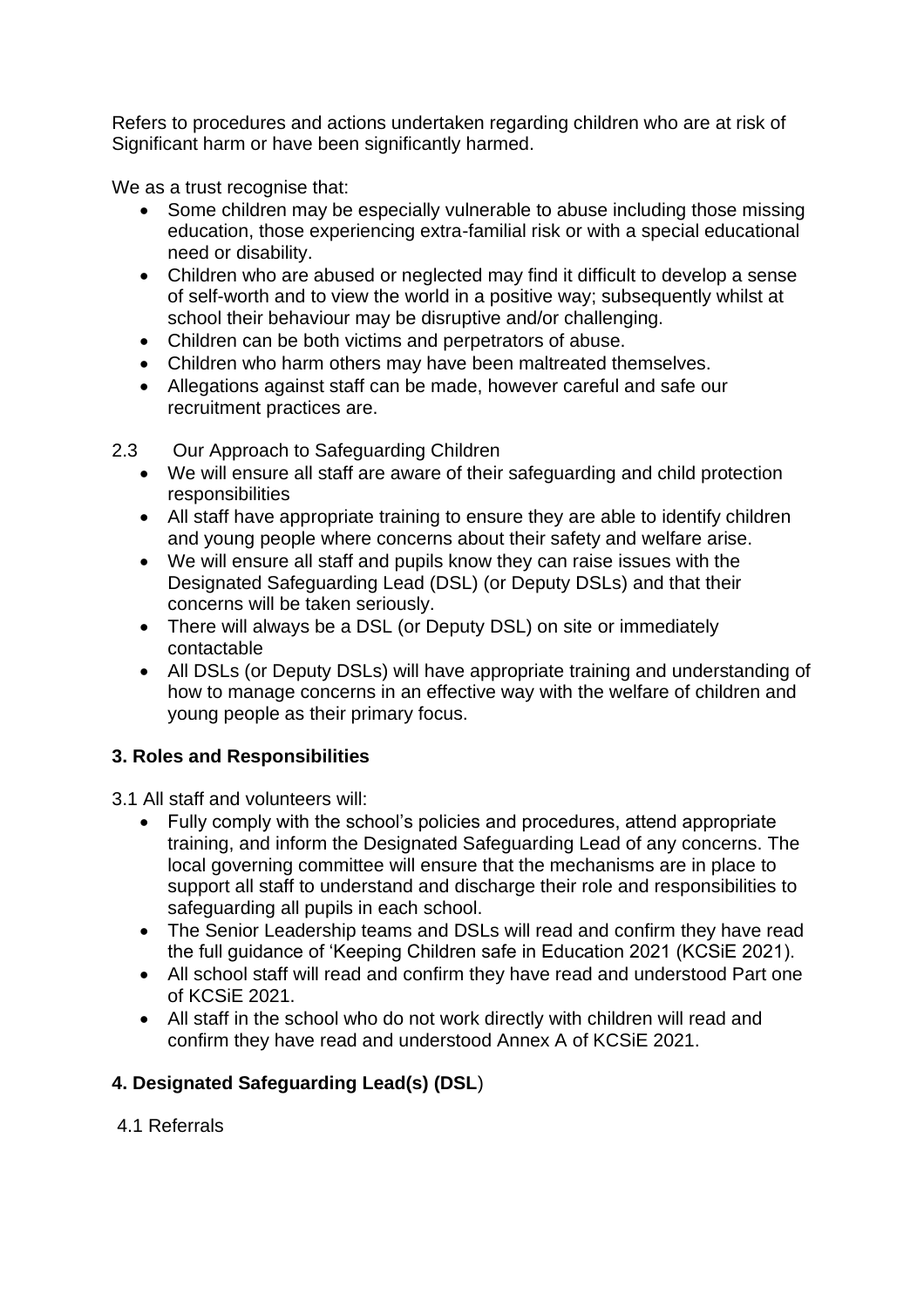Refers to procedures and actions undertaken regarding children who are at risk of Significant harm or have been significantly harmed.

We as a trust recognise that:

- Some children may be especially vulnerable to abuse including those missing education, those experiencing extra-familial risk or with a special educational need or disability.
- Children who are abused or neglected may find it difficult to develop a sense of self-worth and to view the world in a positive way; subsequently whilst at school their behaviour may be disruptive and/or challenging.
- Children can be both victims and perpetrators of abuse.
- Children who harm others may have been maltreated themselves.
- Allegations against staff can be made, however careful and safe our recruitment practices are.

2.3 Our Approach to Safeguarding Children

- We will ensure all staff are aware of their safeguarding and child protection responsibilities
- All staff have appropriate training to ensure they are able to identify children and young people where concerns about their safety and welfare arise.
- We will ensure all staff and pupils know they can raise issues with the Designated Safeguarding Lead (DSL) (or Deputy DSLs) and that their concerns will be taken seriously.
- There will always be a DSL (or Deputy DSL) on site or immediately contactable
- All DSLs (or Deputy DSLs) will have appropriate training and understanding of how to manage concerns in an effective way with the welfare of children and young people as their primary focus.

## 3. Roles and Responsibilities

3.1 All staff and volunteers will:

- Fully comply with the school's policies and procedures, attend appropriate training, and inform the Designated Safeguarding Lead of any concerns. The local governing committee will ensure that the mechanisms are in place to support all staff to understand and discharge their role and responsibilities to safeguarding all pupils in each school.
- The Senior Leadership teams and DSLs will read and confirm they have read the full guidance of 'Keeping Children safe in Education 2021 (KCSiE 2021).
- All school staff will read and confirm they have read and understood Part one of KCSiE 2021.
- All staff in the school who do not work directly with children will read and confirm they have read and understood Annex A of KCSiE 2021.

## 4. Designated Safeguarding Lead(s) (DSL)

4.1 Referrals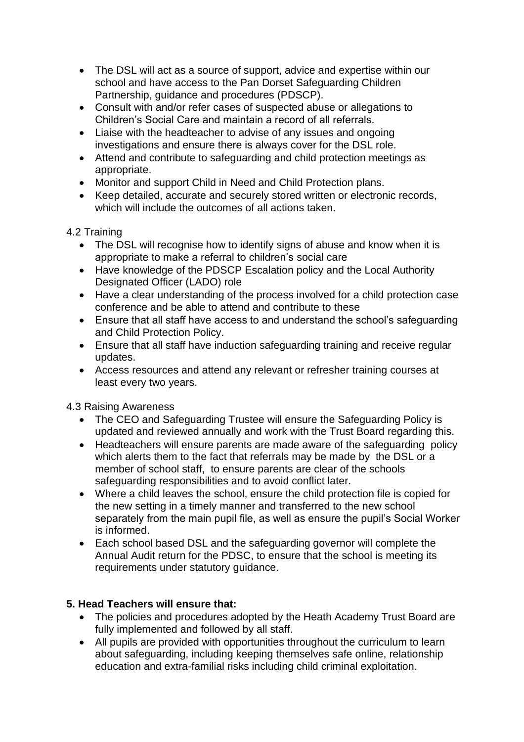- The DSL will act as a source of support, advice and expertise within our school and have access to the Pan Dorset Safeguarding Children Partnership, guidance and procedures (PDSCP).
- Consult with and/or refer cases of suspected abuse or allegations to Children's Social Care and maintain a record of all referrals.
- Liaise with the headteacher to advise of any issues and ongoing investigations and ensure there is always cover for the DSL role.
- Attend and contribute to safeguarding and child protection meetings as appropriate.
- Monitor and support Child in Need and Child Protection plans.
- Keep detailed, accurate and securely stored written or electronic records, which will include the outcomes of all actions taken.

4.2 Training

- The DSL will recognise how to identify signs of abuse and know when it is appropriate to make a referral to children's social care
- Have knowledge of the PDSCP Escalation policy and the Local Authority Designated Officer (LADO) role
- Have a clear understanding of the process involved for a child protection case conference and be able to attend and contribute to these
- Ensure that all staff have access to and understand the school's safeguarding and Child Protection Policy.
- Ensure that all staff have induction safeguarding training and receive regular updates.
- Access resources and attend any relevant or refresher training courses at least every two years.

4.3 Raising Awareness

- The CEO and Safeguarding Trustee will ensure the Safeguarding Policy is updated and reviewed annually and work with the Trust Board regarding this.
- Headteachers will ensure parents are made aware of the safeguarding policy which alerts them to the fact that referrals may be made by the DSL or a member of school staff, to ensure parents are clear of the schools safeguarding responsibilities and to avoid conflict later.
- Where a child leaves the school, ensure the child protection file is copied for the new setting in a timely manner and transferred to the new school separately from the main pupil file, as well as ensure the pupil's Social Worker is informed.
- Each school based DSL and the safeguarding governor will complete the Annual Audit return for the PDSC, to ensure that the school is meeting its requirements under statutory guidance.

**5. Head Teachers will ensure that:**

- The policies and procedures adopted by the Heath Academy Trust Board are fully implemented and followed by all staff.
- All pupils are provided with opportunities throughout the curriculum to learn about safeguarding, including keeping themselves safe online, relationship education and extra-familial risks including child criminal exploitation.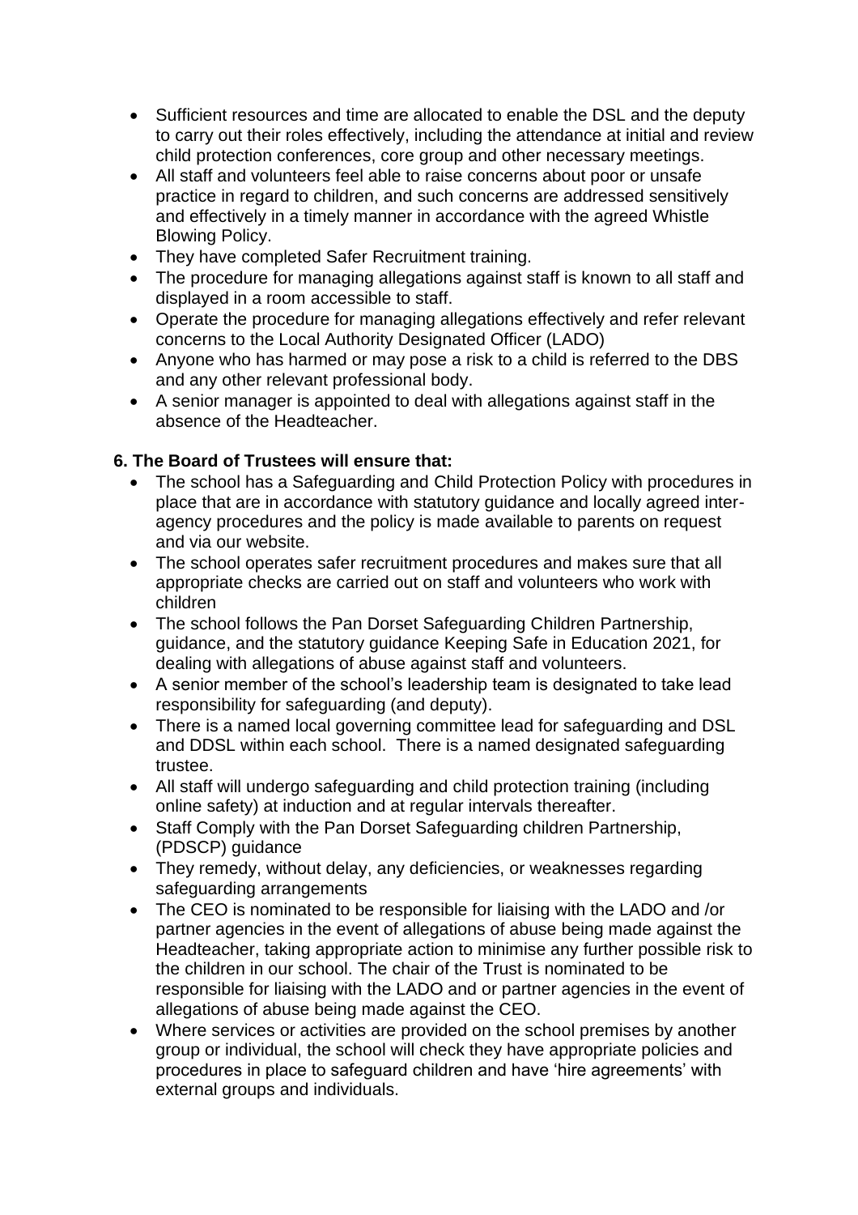- Sufficient resources and time are allocated to enable the DSL and the deputy to carry out their roles effectively, including the attendance at initial and review child protection conferences, core group and other necessary meetings.
- All staff and volunteers feel able to raise concerns about poor or unsafe practice in regard to children, and such concerns are addressed sensitively and effectively in a timely manner in accordance with the agreed Whistle Blowing Policy.
- They have completed Safer Recruitment training.
- The procedure for managing allegations against staff is known to all staff and displayed in a room accessible to staff.
- Operate the procedure for managing allegations effectively and refer relevant concerns to the Local Authority Designated Officer (LADO)
- Anyone who has harmed or may pose a risk to a child is referred to the DBS and any other relevant professional body.
- A senior manager is appointed to deal with allegations against staff in the absence of the Headteacher.

**6. The Board of Trustees will ensure that:**

- The school has a Safeguarding and Child Protection Policy with procedures in place that are in accordance with statutory guidance and locally agreed inter-agency procedures and the policy is made available to parents on request and via our website.
- The school operates safer recruitment procedures and makes sure that all appropriate checks are carried out on staff and volunteers who work with children
- The school follows the Pan Dorset Safeguarding Children Partnership, guidance, and the statutory guidance Keeping Safe in Education 2021, for dealing with allegations of abuse against staff and volunteers.
- A senior member of the school's leadership team is designated to take lead responsibility for safeguarding (and deputy).
- There is a named local governing committee lead for safeguarding and DSL and DDSL within each school. There is a named designated safeguarding trustee.
- All staff will undergo safeguarding and child protection training (including online safety) at induction and at regular intervals thereafter.
- Staff Comply with the Pan Dorset Safeguarding children Partnership, (PDSCP) guidance
- They remedy, without delay, any deficiencies, or weaknesses regarding safeguarding arrangements
- The CEO is nominated to be responsible for liaising with the LADO and /or partner agencies in the event of allegations of abuse being made against the Headteacher, taking appropriate action to minimise any further possible risk to the children in our school. The chair of the Trust is nominated to be responsible for liaising with the LADO and or partner agencies in the event of allegations of abuse being made against the CEO.
- Where services or activities are provided on the school premises by another group or individual, the school will check they have appropriate policies and procedures in place to safeguard children and have 'hire agreements' with external groups and individuals.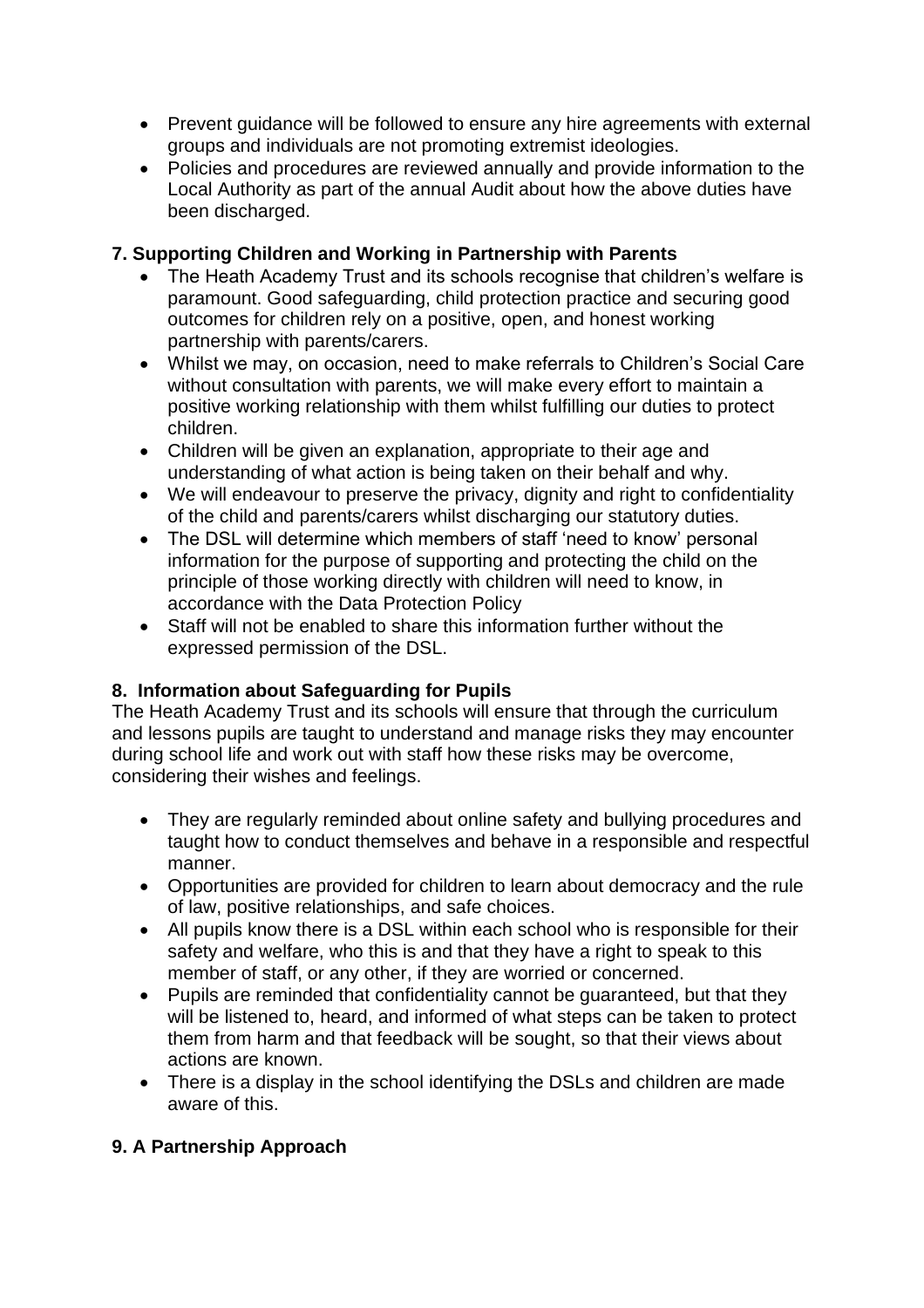- Prevent guidance will be followed to ensure any hire agreements with external groups and individuals are not promoting extremist ideologies.
- Policies and procedures are reviewed annually and provide information to the Local Authority as part of the annual Audit about how the above duties have been discharged.

### 7. Supporting Children and Working in Partnership with Parents

- The Heath Academy Trust and its schools recognise that children's welfare is paramount. Good safeguarding, child protection practice and securing good outcomes for children rely on a positive, open, and honest working partnership with parents/carers.
- Whilst we may, on occasion, need to make referrals to Children's Social Care without consultation with parents, we will make every effort to maintain a positive working relationship with them whilst fulfilling our duties to protect children.
- Children will be given an explanation, appropriate to their age and understanding of what action is being taken on their behalf and why.
- We will endeavour to preserve the privacy, dignity and right to confidentiality of the child and parents/carers whilst discharging our statutory duties.
- The DSL will determine which members of staff 'need to know' personal information for the purpose of supporting and protecting the child on the principle of those working directly with children will need to know, in accordance with the Data Protection Policy
- Staff will not be enabled to share this information further without the expressed permission of the DSL.

### 8. Information about Safeguarding for Pupils

The Heath Academy Trust and its schools will ensure that through the curriculum and lessons pupils are taught to understand and manage risks they may encounter during school life and work out with staff how these risks may be overcome, considering their wishes and feelings.

- They are regularly reminded about online safety and bullying procedures and taught how to conduct themselves and behave in a responsible and respectful manner.
- Opportunities are provided for children to learn about democracy and the rule of law, positive relationships, and safe choices.
- All pupils know there is a DSL within each school who is responsible for their safety and welfare, who this is and that they have a right to speak to this member of staff, or any other, if they are worried or concerned.
- Pupils are reminded that confidentiality cannot be guaranteed, but that they will be listened to, heard, and informed of what steps can be taken to protect them from harm and that feedback will be sought, so that their views about actions are known.
- There is a display in the school identifying the DSLs and children are made aware of this.

### 9. A Partnership Approach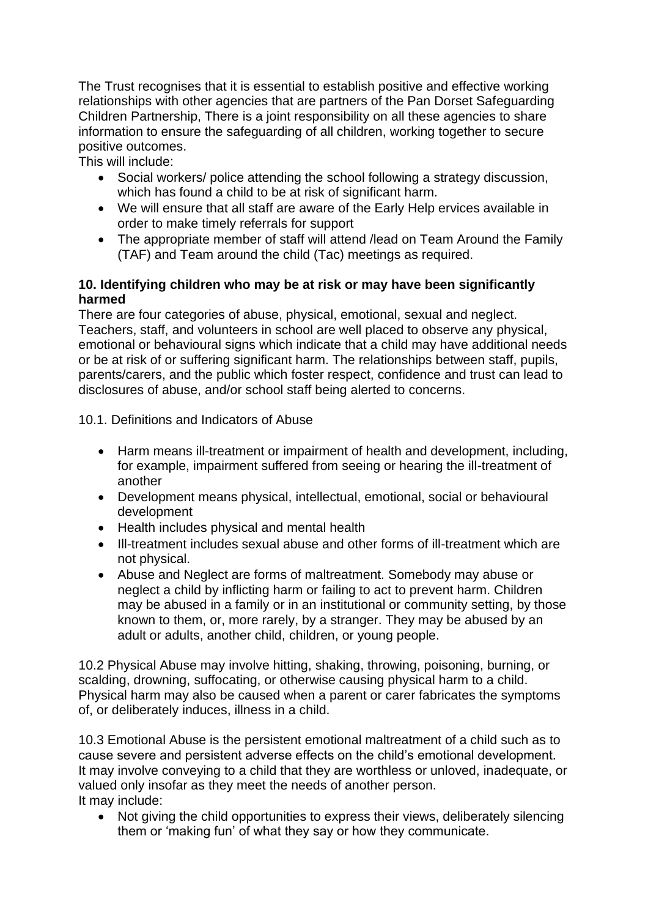The Trust recognises that it is essential to establish positive and effective working relationships with other agencies that are partners of the Pan Dorset Safeguarding Children Partnership, There is a joint responsibility on all these agencies to share information to ensure the safeguarding of all children, working together to secure positive outcomes.

This will include:

- Social workers/ police attending the school following a strategy discussion, which has found a child to be at risk of significant harm.
- We will ensure that all staff are aware of the Early Help ervices available in order to make timely referrals for support
- The appropriate member of staff will attend /lead on Team Around the Family (TAF) and Team around the child (Tac) meetings as required.

**10. Identifying children who may be at risk or may have been significantly harmed**

There are four categories of abuse, physical, emotional, sexual and neglect. Teachers, staff, and volunteers in school are well placed to observe any physical, emotional or behavioural signs which indicate that a child may have additional needs or be at risk of or suffering significant harm. The relationships between staff, pupils, parents/carers, and the public which foster respect, confidence and trust can lead to disclosures of abuse, and/or school staff being alerted to concerns.

10.1. Definitions and Indicators of Abuse

- Harm means ill-treatment or impairment of health and development, including, for example, impairment suffered from seeing or hearing the ill-treatment of another
- Development means physical, intellectual, emotional, social or behavioural development
- Health includes physical and mental health
- Ill-treatment includes sexual abuse and other forms of ill-treatment which are not physical.
- Abuse and Neglect are forms of maltreatment. Somebody may abuse or neglect a child by inflicting harm or failing to act to prevent harm. Children may be abused in a family or in an institutional or community setting, by those known to them, or, more rarely, by a stranger. They may be abused by an adult or adults, another child, children, or young people.

10.2 Physical Abuse may involve hitting, shaking, throwing, poisoning, burning, or scalding, drowning, suffocating, or otherwise causing physical harm to a child. Physical harm may also be caused when a parent or carer fabricates the symptoms of, or deliberately induces, illness in a child.

10.3 Emotional Abuse is the persistent emotional maltreatment of a child such as to cause severe and persistent adverse effects on the child's emotional development. It may involve conveying to a child that they are worthless or unloved, inadequate, or valued only insofar as they meet the needs of another person.

It may include:

- Not giving the child opportunities to express their views, deliberately silencing them or 'making fun' of what they say or how they communicate.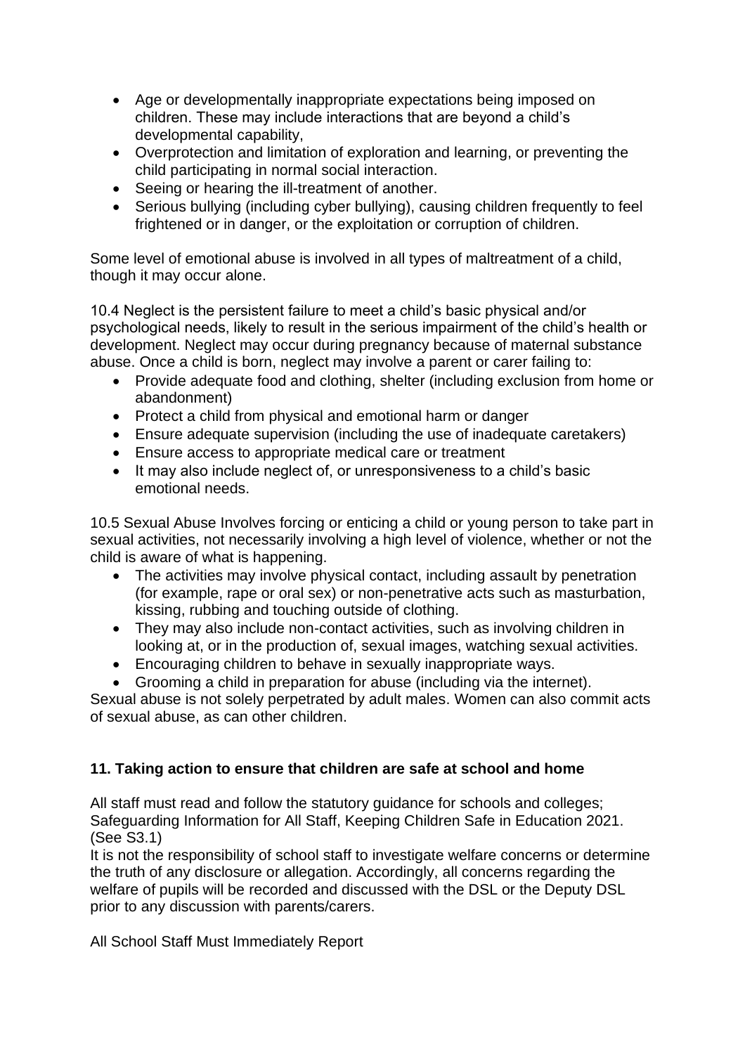- Age or developmentally inappropriate expectations being imposed on children. These may include interactions that are beyond a child's developmental capability,
- Overprotection and limitation of exploration and learning, or preventing the child participating in normal social interaction.
- Seeing or hearing the ill-treatment of another.
- Serious bullying (including cyber bullying), causing children frequently to feel frightened or in danger, or the exploitation or corruption of children.

Some level of emotional abuse is involved in all types of maltreatment of a child, though it may occur alone.

10.4 Neglect is the persistent failure to meet a child's basic physical and/or psychological needs, likely to result in the serious impairment of the child's health or development. Neglect may occur during pregnancy because of maternal substance abuse. Once a child is born, neglect may involve a parent or carer failing to:

- Provide adequate food and clothing, shelter (including exclusion from home or abandonment)
- Protect a child from physical and emotional harm or danger
- Ensure adequate supervision (including the use of inadequate caretakers)
- Ensure access to appropriate medical care or treatment
- It may also include neglect of, or unresponsiveness to a child's basic emotional needs.

10.5 Sexual Abuse Involves forcing or enticing a child or young person to take part in sexual activities, not necessarily involving a high level of violence, whether or not the child is aware of what is happening.

- The activities may involve physical contact, including assault by penetration (for example, rape or oral sex) or non-penetrative acts such as masturbation, kissing, rubbing and touching outside of clothing.
- They may also include non-contact activities, such as involving children in looking at, or in the production of, sexual images, watching sexual activities.
- Encouraging children to behave in sexually inappropriate ways.
- Grooming a child in preparation for abuse (including via the internet).

Sexual abuse is not solely perpetrated by adult males. Women can also commit acts of sexual abuse, as can other children.

## 11. Taking action to ensure that children are safe at school and home

All staff must read and follow the statutory guidance for schools and colleges; Safeguarding Information for All Staff, Keeping Children Safe in Education 2021. (See S3.1)

It is not the responsibility of school staff to investigate welfare concerns or determine the truth of any disclosure or allegation. Accordingly, all concerns regarding the welfare of pupils will be recorded and discussed with the DSL or the Deputy DSL prior to any discussion with parents/carers.

All School Staff Must Immediately Report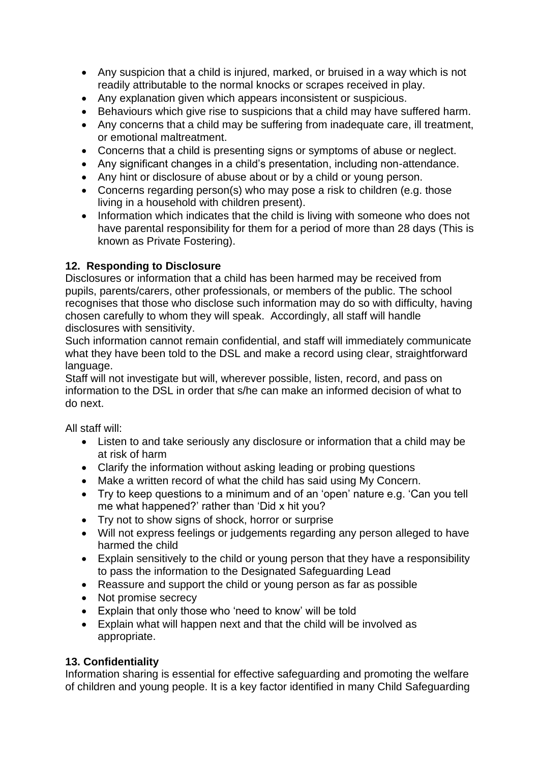- Any suspicion that a child is injured, marked, or bruised in a way which is not readily attributable to the normal knocks or scrapes received in play.
- Any explanation given which appears inconsistent or suspicious.
- Behaviours which give rise to suspicions that a child may have suffered harm.
- Any concerns that a child may be suffering from inadequate care, ill treatment, or emotional maltreatment.
- Concerns that a child is presenting signs or symptoms of abuse or neglect.
- Any significant changes in a child's presentation, including non-attendance.
- Any hint or disclosure of abuse about or by a child or young person.
- Concerns regarding person(s) who may pose a risk to children (e.g. those living in a household with children present).
- Information which indicates that the child is living with someone who does not have parental responsibility for them for a period of more than 28 days (This is known as Private Fostering).

### 12. Responding to Disclosure

Disclosures or information that a child has been harmed may be received from pupils, parents/carers, other professionals, or members of the public. The school recognises that those who disclose such information may do so with difficulty, having chosen carefully to whom they will speak. Accordingly, all staff will handle disclosures with sensitivity.

Such information cannot remain confidential, and staff will immediately communicate what they have been told to the DSL and make a record using clear, straightforward language.

Staff will not investigate but will, wherever possible, listen, record, and pass on information to the DSL in order that s/he can make an informed decision of what to do next.

All staff will:

- Listen to and take seriously any disclosure or information that a child may be at risk of harm
- Clarify the information without asking leading or probing questions
- Make a written record of what the child has said using My Concern.
- Try to keep questions to a minimum and of an 'open' nature e.g. 'Can you tell me what happened?' rather than 'Did x hit you?
- Try not to show signs of shock, horror or surprise
- Will not express feelings or judgements regarding any person alleged to have harmed the child
- Explain sensitively to the child or young person that they have a responsibility to pass the information to the Designated Safeguarding Lead
- Reassure and support the child or young person as far as possible
- Not promise secrecy
- Explain that only those who 'need to know' will be told
- Explain what will happen next and that the child will be involved as appropriate.

### 13. Confidentiality

Information sharing is essential for effective safeguarding and promoting the welfare of children and young people. It is a key factor identified in many Child Safeguarding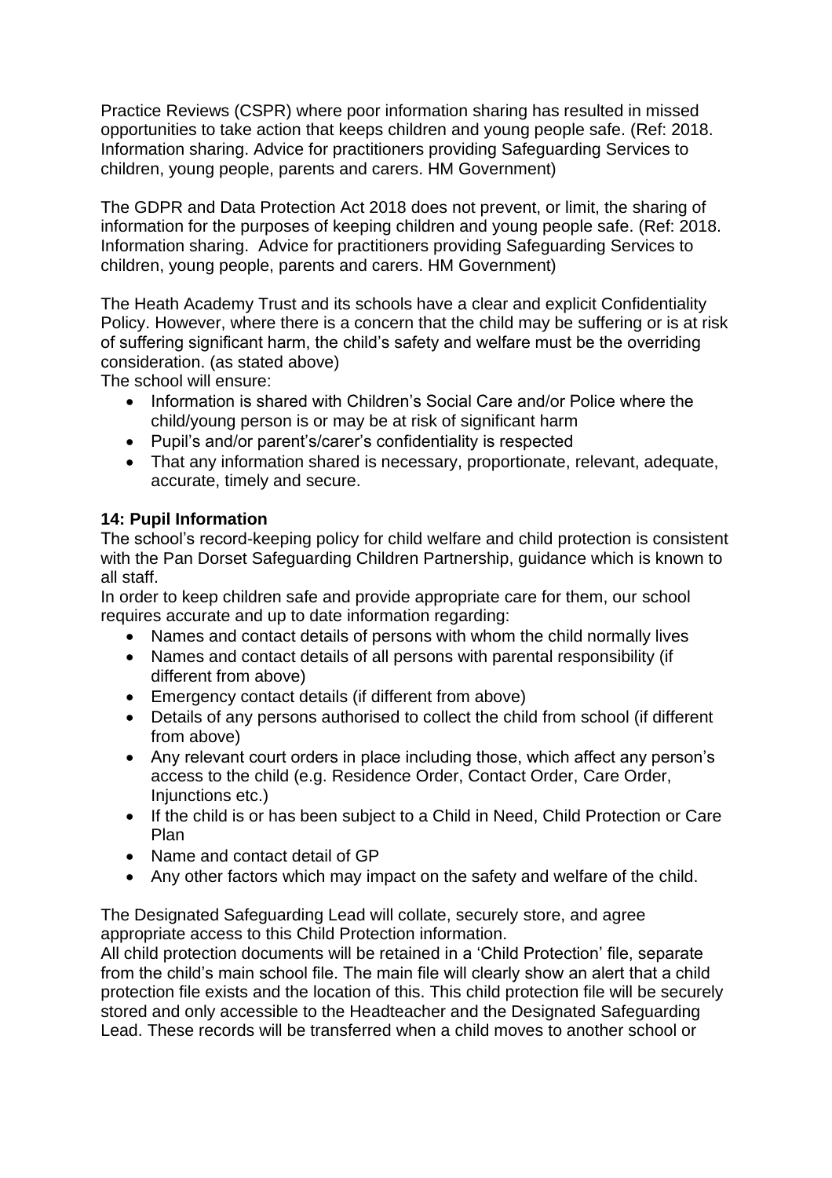Practice Reviews (CSPR) where poor information sharing has resulted in missed opportunities to take action that keeps children and young people safe. (Ref: 2018. Information sharing. Advice for practitioners providing Safeguarding Services to children, young people, parents and carers. HM Government)

The GDPR and Data Protection Act 2018 does not prevent, or limit, the sharing of information for the purposes of keeping children and young people safe. (Ref: 2018. Information sharing. Advice for practitioners providing Safeguarding Services to children, young people, parents and carers. HM Government)

The Heath Academy Trust and its schools have a clear and explicit Confidentiality Policy. However, where there is a concern that the child may be suffering or is at risk of suffering significant harm, the child's safety and welfare must be the overriding consideration. (as stated above)

The school will ensure:

- Information is shared with Children's Social Care and/or Police where the child/young person is or may be at risk of significant harm
- Pupil's and/or parent's/carer's confidentiality is respected
- That any information shared is necessary, proportionate, relevant, adequate, accurate, timely and secure.

**14: Pupil Information**

The school's record-keeping policy for child welfare and child protection is consistent with the Pan Dorset Safeguarding Children Partnership, guidance which is known to all staff.

In order to keep children safe and provide appropriate care for them, our school requires accurate and up to date information regarding:

- Names and contact details of persons with whom the child normally lives
- Names and contact details of all persons with parental responsibility (if different from above)
- Emergency contact details (if different from above)
- Details of any persons authorised to collect the child from school (if different from above)
- Any relevant court orders in place including those, which affect any person's access to the child (e.g. Residence Order, Contact Order, Care Order, Injunctions etc.)
- If the child is or has been subject to a Child in Need, Child Protection or Care Plan
- Name and contact detail of GP
- Any other factors which may impact on the safety and welfare of the child.

The Designated Safeguarding Lead will collate, securely store, and agree appropriate access to this Child Protection information.

All child protection documents will be retained in a 'Child Protection' file, separate from the child's main school file. The main file will clearly show an alert that a child protection file exists and the location of this. This child protection file will be securely stored and only accessible to the Headteacher and the Designated Safeguarding Lead. These records will be transferred when a child moves to another school or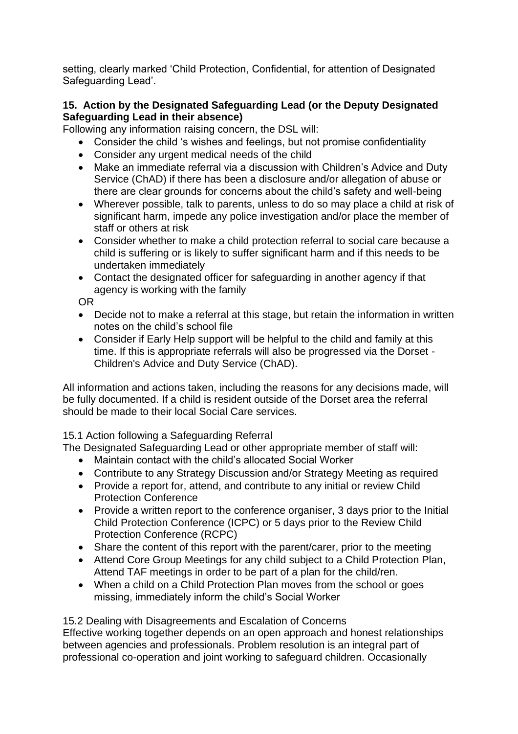setting, clearly marked 'Child Protection, Confidential, for attention of Designated Safeguarding Lead'.

**15. Action by the Designated Safeguarding Lead (or the Deputy Designated Safeguarding Lead in their absence)**

Following any information raising concern, the DSL will:

- Consider the child 's wishes and feelings, but not promise confidentiality
- Consider any urgent medical needs of the child
- Make an immediate referral via a discussion with Children's Advice and Duty Service (ChAD) if there has been a disclosure and/or allegation of abuse or there are clear grounds for concerns about the child's safety and well-being
- Wherever possible, talk to parents, unless to do so may place a child at risk of significant harm, impede any police investigation and/or place the member of staff or others at risk
- Consider whether to make a child protection referral to social care because a child is suffering or is likely to suffer significant harm and if this needs to be undertaken immediately
- Contact the designated officer for safeguarding in another agency if that agency is working with the family

OR

- Decide not to make a referral at this stage, but retain the information in written notes on the child's school file
- Consider if Early Help support will be helpful to the child and family at this time. If this is appropriate referrals will also be progressed via the Dorset - Children's Advice and Duty Service (ChAD).

All information and actions taken, including the reasons for any decisions made, will be fully documented. If a child is resident outside of the Dorset area the referral should be made to their local Social Care services.

15.1 Action following a Safeguarding Referral

The Designated Safeguarding Lead or other appropriate member of staff will:

- Maintain contact with the child's allocated Social Worker
- Contribute to any Strategy Discussion and/or Strategy Meeting as required
- Provide a report for, attend, and contribute to any initial or review Child Protection Conference
- Provide a written report to the conference organiser, 3 days prior to the Initial Child Protection Conference (ICPC) or 5 days prior to the Review Child Protection Conference (RCPC)
- Share the content of this report with the parent/carer, prior to the meeting
- Attend Core Group Meetings for any child subject to a Child Protection Plan, Attend TAF meetings in order to be part of a plan for the child/ren.
- When a child on a Child Protection Plan moves from the school or goes missing, immediately inform the child's Social Worker

15.2 Dealing with Disagreements and Escalation of Concerns

Effective working together depends on an open approach and honest relationships between agencies and professionals. Problem resolution is an integral part of professional co-operation and joint working to safeguard children. Occasionally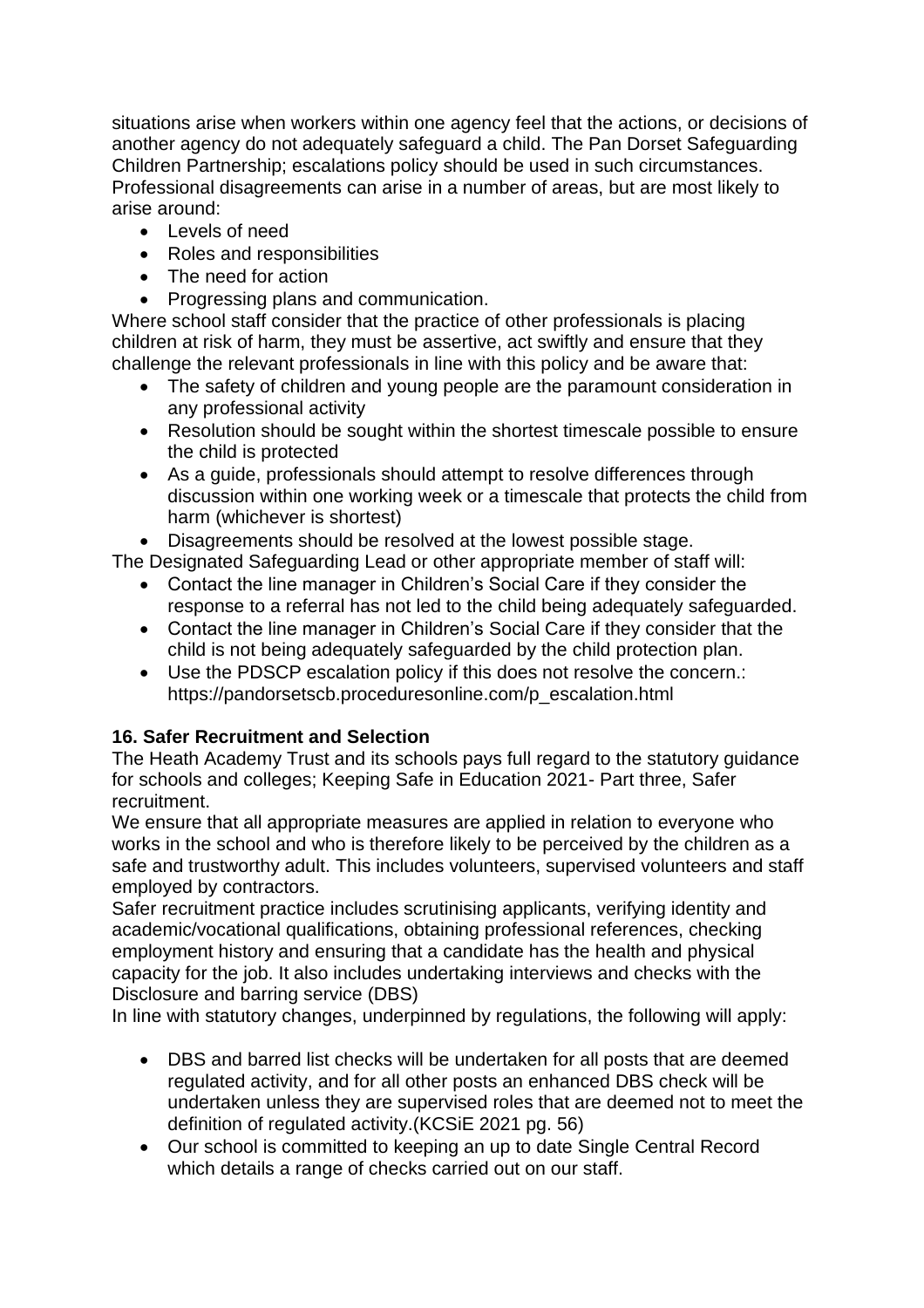situations arise when workers within one agency feel that the actions, or decisions of another agency do not adequately safeguard a child. The Pan Dorset Safeguarding Children Partnership; escalations policy should be used in such circumstances. Professional disagreements can arise in a number of areas, but are most likely to arise around:

- Levels of need
- Roles and responsibilities
- The need for action
- Progressing plans and communication.

Where school staff consider that the practice of other professionals is placing children at risk of harm, they must be assertive, act swiftly and ensure that they challenge the relevant professionals in line with this policy and be aware that:

- The safety of children and young people are the paramount consideration in any professional activity
- Resolution should be sought within the shortest timescale possible to ensure the child is protected
- As a guide, professionals should attempt to resolve differences through discussion within one working week or a timescale that protects the child from harm (whichever is shortest)
- Disagreements should be resolved at the lowest possible stage.

The Designated Safeguarding Lead or other appropriate member of staff will:

- Contact the line manager in Children's Social Care if they consider the response to a referral has not led to the child being adequately safeguarded.
- Contact the line manager in Children's Social Care if they consider that the child is not being adequately safeguarded by the child protection plan.
- Use the PDSCP escalation policy if this does not resolve the concern.: https://pandorsetscb.proceduresonline.com/p_escalation.html

## 16. Safer Recruitment and Selection

The Heath Academy Trust and its schools pays full regard to the statutory guidance for schools and colleges; Keeping Safe in Education 2021- Part three, Safer recruitment.

We ensure that all appropriate measures are applied in relation to everyone who works in the school and who is therefore likely to be perceived by the children as a safe and trustworthy adult. This includes volunteers, supervised volunteers and staff employed by contractors.

Safer recruitment practice includes scrutinising applicants, verifying identity and academic/vocational qualifications, obtaining professional references, checking employment history and ensuring that a candidate has the health and physical capacity for the job. It also includes undertaking interviews and checks with the Disclosure and barring service (DBS)

In line with statutory changes, underpinned by regulations, the following will apply:

- DBS and barred list checks will be undertaken for all posts that are deemed regulated activity, and for all other posts an enhanced DBS check will be undertaken unless they are supervised roles that are deemed not to meet the definition of regulated activity.(KCSiE 2021 pg. 56)
- Our school is committed to keeping an up to date Single Central Record which details a range of checks carried out on our staff.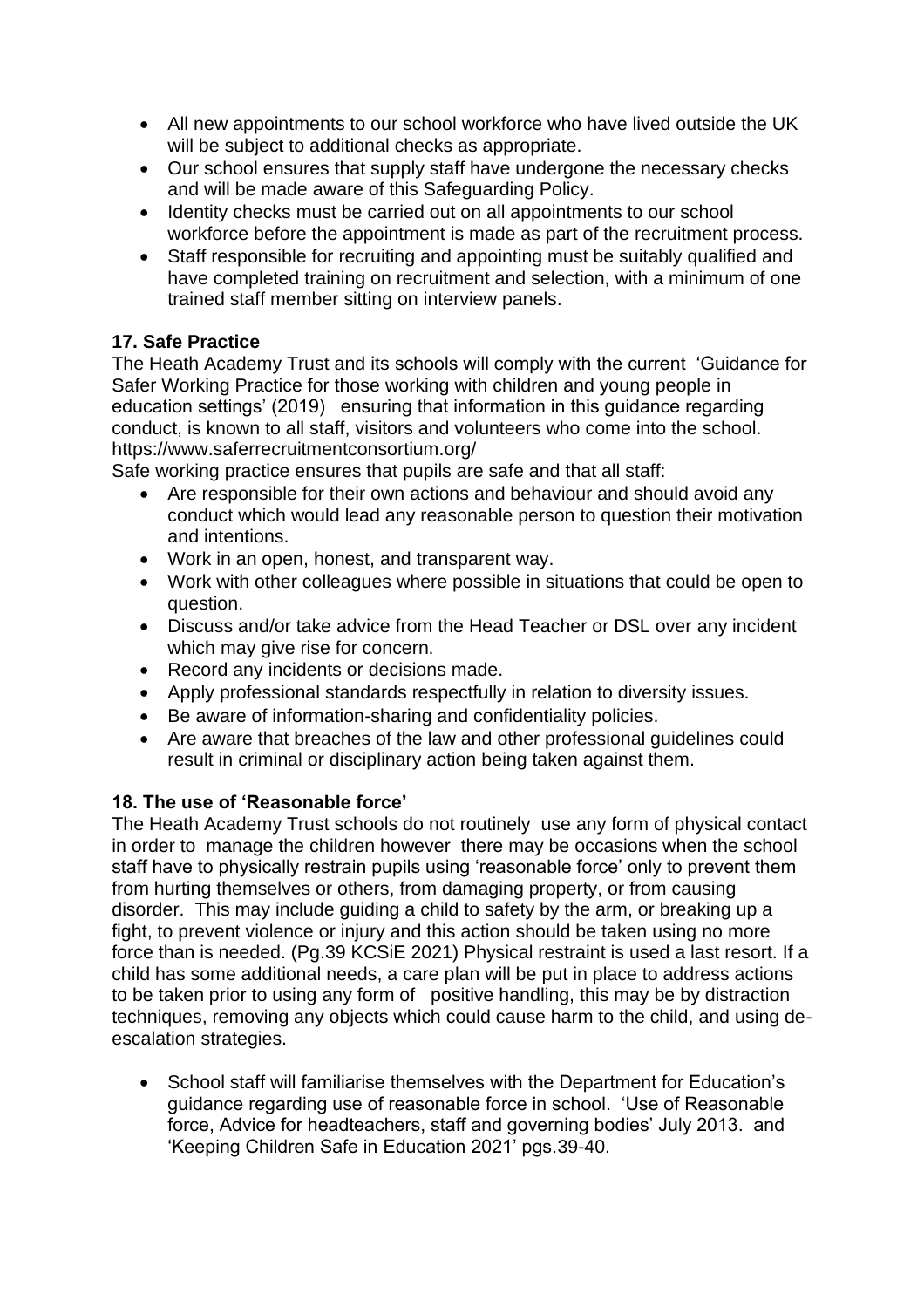- All new appointments to our school workforce who have lived outside the UK will be subject to additional checks as appropriate.
- Our school ensures that supply staff have undergone the necessary checks and will be made aware of this Safeguarding Policy.
- Identity checks must be carried out on all appointments to our school workforce before the appointment is made as part of the recruitment process.
- Staff responsible for recruiting and appointing must be suitably qualified and have completed training on recruitment and selection, with a minimum of one trained staff member sitting on interview panels.

**17. Safe Practice**

The Heath Academy Trust and its schools will comply with the current 'Guidance for Safer Working Practice for those working with children and young people in education settings' (2019) ensuring that information in this guidance regarding conduct, is known to all staff, visitors and volunteers who come into the school. https://www.saferrecruitmentconsortium.org/

Safe working practice ensures that pupils are safe and that all staff:

- Are responsible for their own actions and behaviour and should avoid any conduct which would lead any reasonable person to question their motivation and intentions.
- Work in an open, honest, and transparent way.
- Work with other colleagues where possible in situations that could be open to question.
- Discuss and/or take advice from the Head Teacher or DSL over any incident which may give rise for concern.
- Record any incidents or decisions made.
- Apply professional standards respectfully in relation to diversity issues.
- Be aware of information-sharing and confidentiality policies.
- Are aware that breaches of the law and other professional guidelines could result in criminal or disciplinary action being taken against them.

**18. The use of 'Reasonable force'**

The Heath Academy Trust schools do not routinely use any form of physical contact in order to manage the children however there may be occasions when the school staff have to physically restrain pupils using 'reasonable force' only to prevent them from hurting themselves or others, from damaging property, or from causing disorder. This may include guiding a child to safety by the arm, or breaking up a fight, to prevent violence or injury and this action should be taken using no more force than is needed. (Pg.39 KCSiE 2021) Physical restraint is used a last resort. If a child has some additional needs, a care plan will be put in place to address actions to be taken prior to using any form of positive handling, this may be by distraction techniques, removing any objects which could cause harm to the child, and using de-escalation strategies.

- School staff will familiarise themselves with the Department for Education's guidance regarding use of reasonable force in school. 'Use of Reasonable force, Advice for headteachers, staff and governing bodies' July 2013. and 'Keeping Children Safe in Education 2021' pgs.39-40.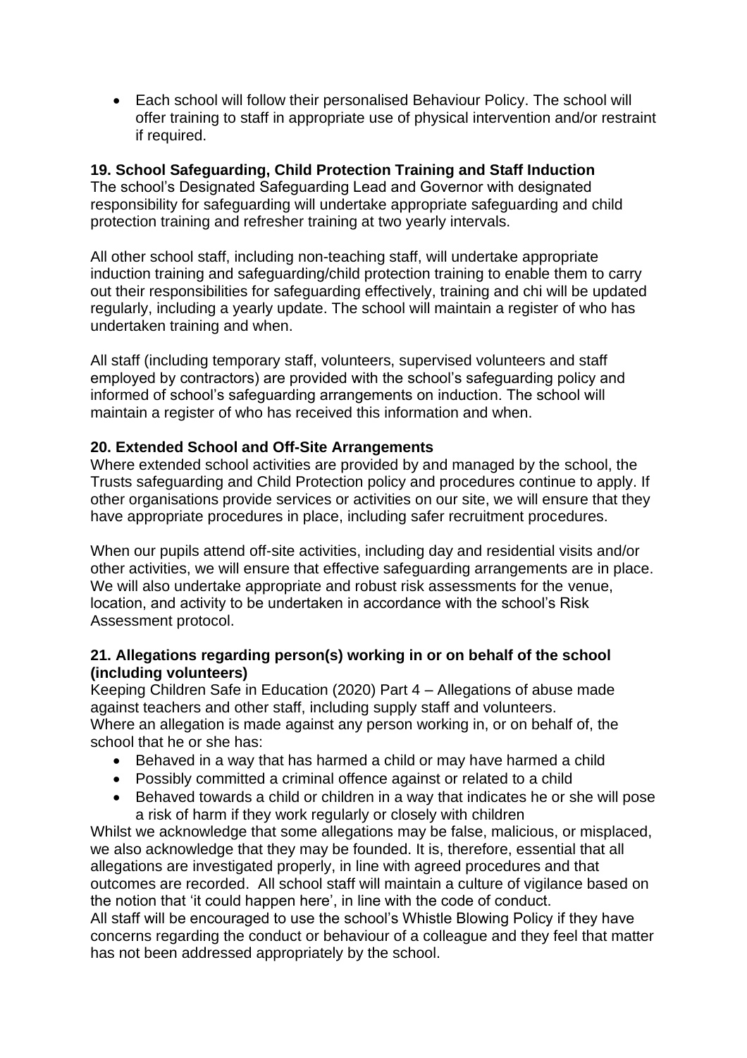- Each school will follow their personalised Behaviour Policy. The school will offer training to staff in appropriate use of physical intervention and/or restraint if required.

**19. School Safeguarding, Child Protection Training and Staff Induction**

The school's Designated Safeguarding Lead and Governor with designated responsibility for safeguarding will undertake appropriate safeguarding and child protection training and refresher training at two yearly intervals.

All other school staff, including non-teaching staff, will undertake appropriate induction training and safeguarding/child protection training to enable them to carry out their responsibilities for safeguarding effectively, training and chi will be updated regularly, including a yearly update. The school will maintain a register of who has undertaken training and when.

All staff (including temporary staff, volunteers, supervised volunteers and staff employed by contractors) are provided with the school's safeguarding policy and informed of school's safeguarding arrangements on induction. The school will maintain a register of who has received this information and when.

**20. Extended School and Off-Site Arrangements**

Where extended school activities are provided by and managed by the school, the Trusts safeguarding and Child Protection policy and procedures continue to apply. If other organisations provide services or activities on our site, we will ensure that they have appropriate procedures in place, including safer recruitment procedures.

When our pupils attend off-site activities, including day and residential visits and/or other activities, we will ensure that effective safeguarding arrangements are in place. We will also undertake appropriate and robust risk assessments for the venue, location, and activity to be undertaken in accordance with the school's Risk Assessment protocol.

**21. Allegations regarding person(s) working in or on behalf of the school (including volunteers)**

Keeping Children Safe in Education (2020) Part 4 – Allegations of abuse made against teachers and other staff, including supply staff and volunteers.
Where an allegation is made against any person working in, or on behalf of, the school that he or she has:

- Behaved in a way that has harmed a child or may have harmed a child
- Possibly committed a criminal offence against or related to a child
- Behaved towards a child or children in a way that indicates he or she will pose a risk of harm if they work regularly or closely with children

Whilst we acknowledge that some allegations may be false, malicious, or misplaced, we also acknowledge that they may be founded. It is, therefore, essential that all allegations are investigated properly, in line with agreed procedures and that outcomes are recorded. All school staff will maintain a culture of vigilance based on the notion that 'it could happen here', in line with the code of conduct.
All staff will be encouraged to use the school's Whistle Blowing Policy if they have concerns regarding the conduct or behaviour of a colleague and they feel that matter has not been addressed appropriately by the school.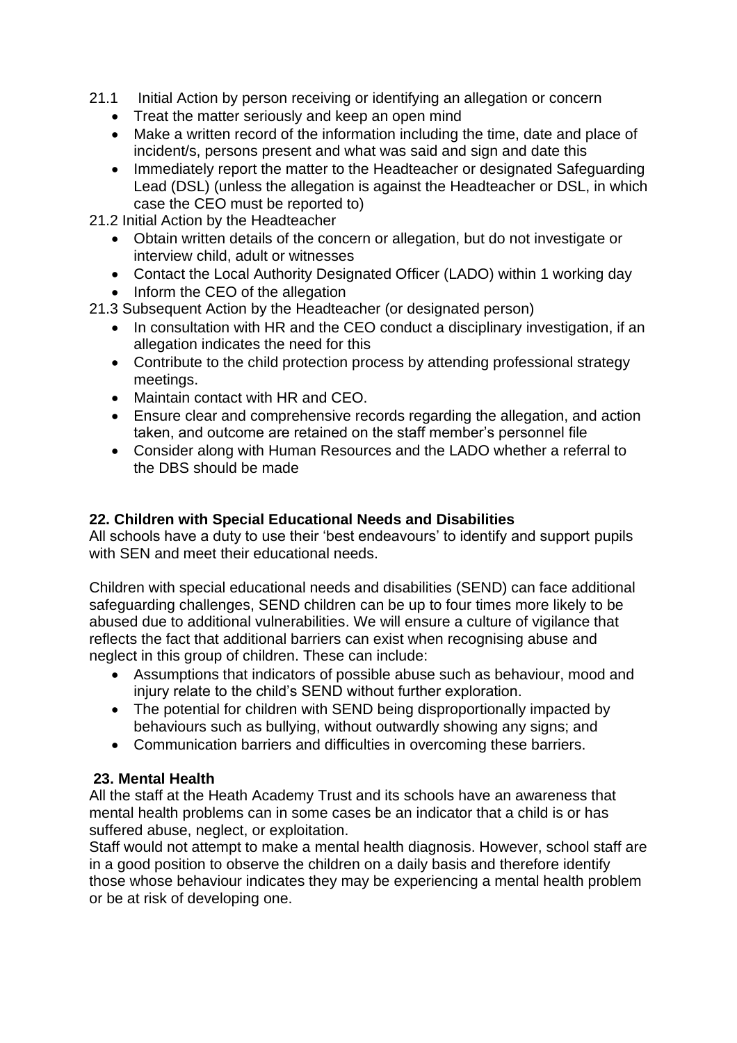21.1 Initial Action by person receiving or identifying an allegation or concern

- Treat the matter seriously and keep an open mind
- Make a written record of the information including the time, date and place of incident/s, persons present and what was said and sign and date this
- Immediately report the matter to the Headteacher or designated Safeguarding Lead (DSL) (unless the allegation is against the Headteacher or DSL, in which case the CEO must be reported to)

21.2 Initial Action by the Headteacher

- Obtain written details of the concern or allegation, but do not investigate or interview child, adult or witnesses
- Contact the Local Authority Designated Officer (LADO) within 1 working day
- Inform the CEO of the allegation

21.3 Subsequent Action by the Headteacher (or designated person)

- In consultation with HR and the CEO conduct a disciplinary investigation, if an allegation indicates the need for this
- Contribute to the child protection process by attending professional strategy meetings.
- Maintain contact with HR and CEO.
- Ensure clear and comprehensive records regarding the allegation, and action taken, and outcome are retained on the staff member's personnel file
- Consider along with Human Resources and the LADO whether a referral to the DBS should be made

## 22. Children with Special Educational Needs and Disabilities

All schools have a duty to use their 'best endeavours' to identify and support pupils with SEN and meet their educational needs.

Children with special educational needs and disabilities (SEND) can face additional safeguarding challenges, SEND children can be up to four times more likely to be abused due to additional vulnerabilities. We will ensure a culture of vigilance that reflects the fact that additional barriers can exist when recognising abuse and neglect in this group of children. These can include:

- Assumptions that indicators of possible abuse such as behaviour, mood and injury relate to the child's SEND without further exploration.
- The potential for children with SEND being disproportionally impacted by behaviours such as bullying, without outwardly showing any signs; and
- Communication barriers and difficulties in overcoming these barriers.

## 23. Mental Health

All the staff at the Heath Academy Trust and its schools have an awareness that mental health problems can in some cases be an indicator that a child is or has suffered abuse, neglect, or exploitation.

Staff would not attempt to make a mental health diagnosis. However, school staff are in a good position to observe the children on a daily basis and therefore identify those whose behaviour indicates they may be experiencing a mental health problem or be at risk of developing one.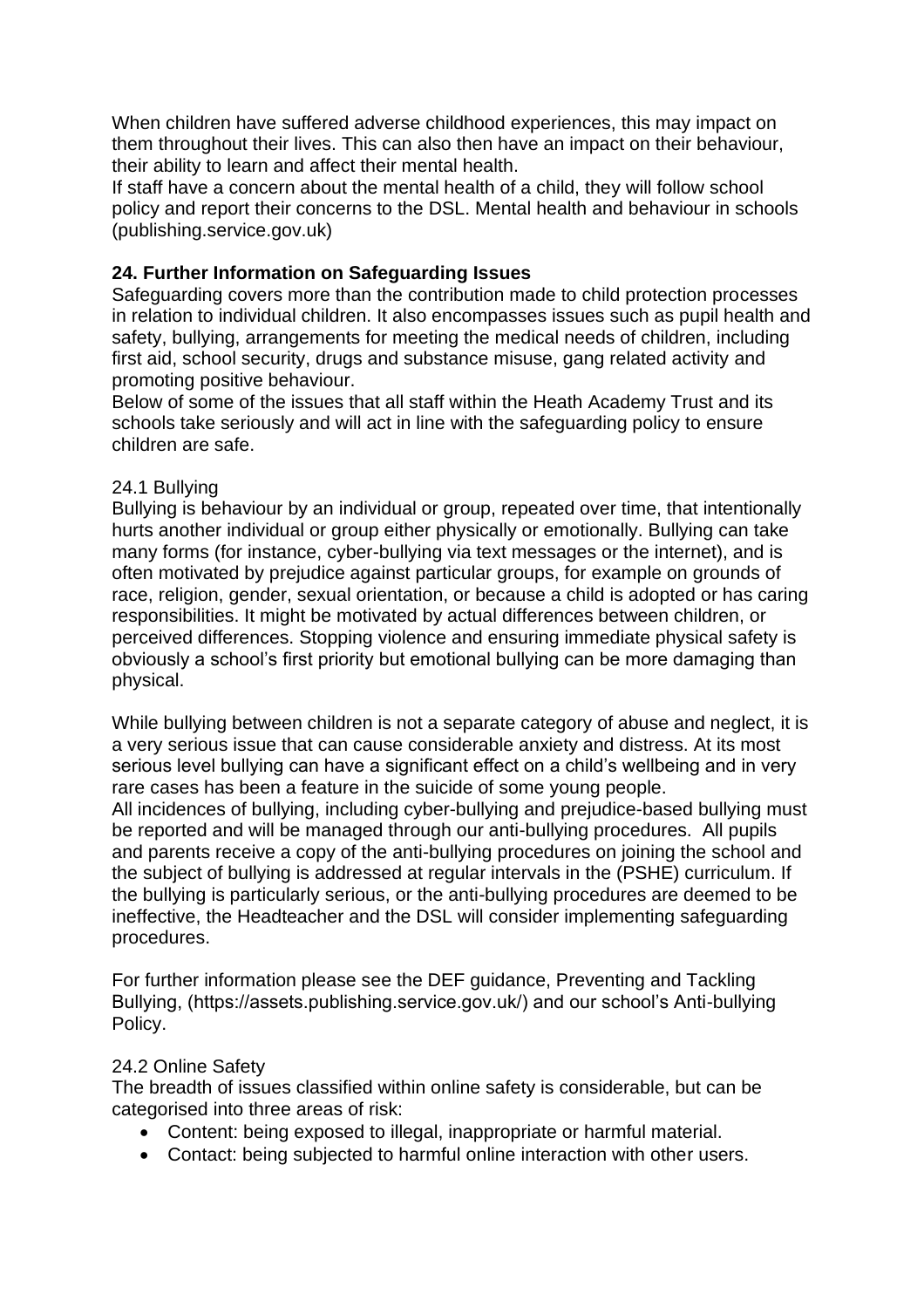When children have suffered adverse childhood experiences, this may impact on them throughout their lives. This can also then have an impact on their behaviour, their ability to learn and affect their mental health.
If staff have a concern about the mental health of a child, they will follow school policy and report their concerns to the DSL. Mental health and behaviour in schools (publishing.service.gov.uk)

## 24. Further Information on Safeguarding Issues

Safeguarding covers more than the contribution made to child protection processes in relation to individual children. It also encompasses issues such as pupil health and safety, bullying, arrangements for meeting the medical needs of children, including first aid, school security, drugs and substance misuse, gang related activity and promoting positive behaviour.
Below of some of the issues that all staff within the Heath Academy Trust and its schools take seriously and will act in line with the safeguarding policy to ensure children are safe.

### 24.1 Bullying

Bullying is behaviour by an individual or group, repeated over time, that intentionally hurts another individual or group either physically or emotionally. Bullying can take many forms (for instance, cyber-bullying via text messages or the internet), and is often motivated by prejudice against particular groups, for example on grounds of race, religion, gender, sexual orientation, or because a child is adopted or has caring responsibilities. It might be motivated by actual differences between children, or perceived differences. Stopping violence and ensuring immediate physical safety is obviously a school's first priority but emotional bullying can be more damaging than physical.

While bullying between children is not a separate category of abuse and neglect, it is a very serious issue that can cause considerable anxiety and distress. At its most serious level bullying can have a significant effect on a child's wellbeing and in very rare cases has been a feature in the suicide of some young people.
All incidences of bullying, including cyber-bullying and prejudice-based bullying must be reported and will be managed through our anti-bullying procedures. All pupils and parents receive a copy of the anti-bullying procedures on joining the school and the subject of bullying is addressed at regular intervals in the (PSHE) curriculum. If the bullying is particularly serious, or the anti-bullying procedures are deemed to be ineffective, the Headteacher and the DSL will consider implementing safeguarding procedures.

For further information please see the DEF guidance, Preventing and Tackling Bullying, (https://assets.publishing.service.gov.uk/) and our school's Anti-bullying Policy.

### 24.2 Online Safety

The breadth of issues classified within online safety is considerable, but can be categorised into three areas of risk:

- Content: being exposed to illegal, inappropriate or harmful material.
- Contact: being subjected to harmful online interaction with other users.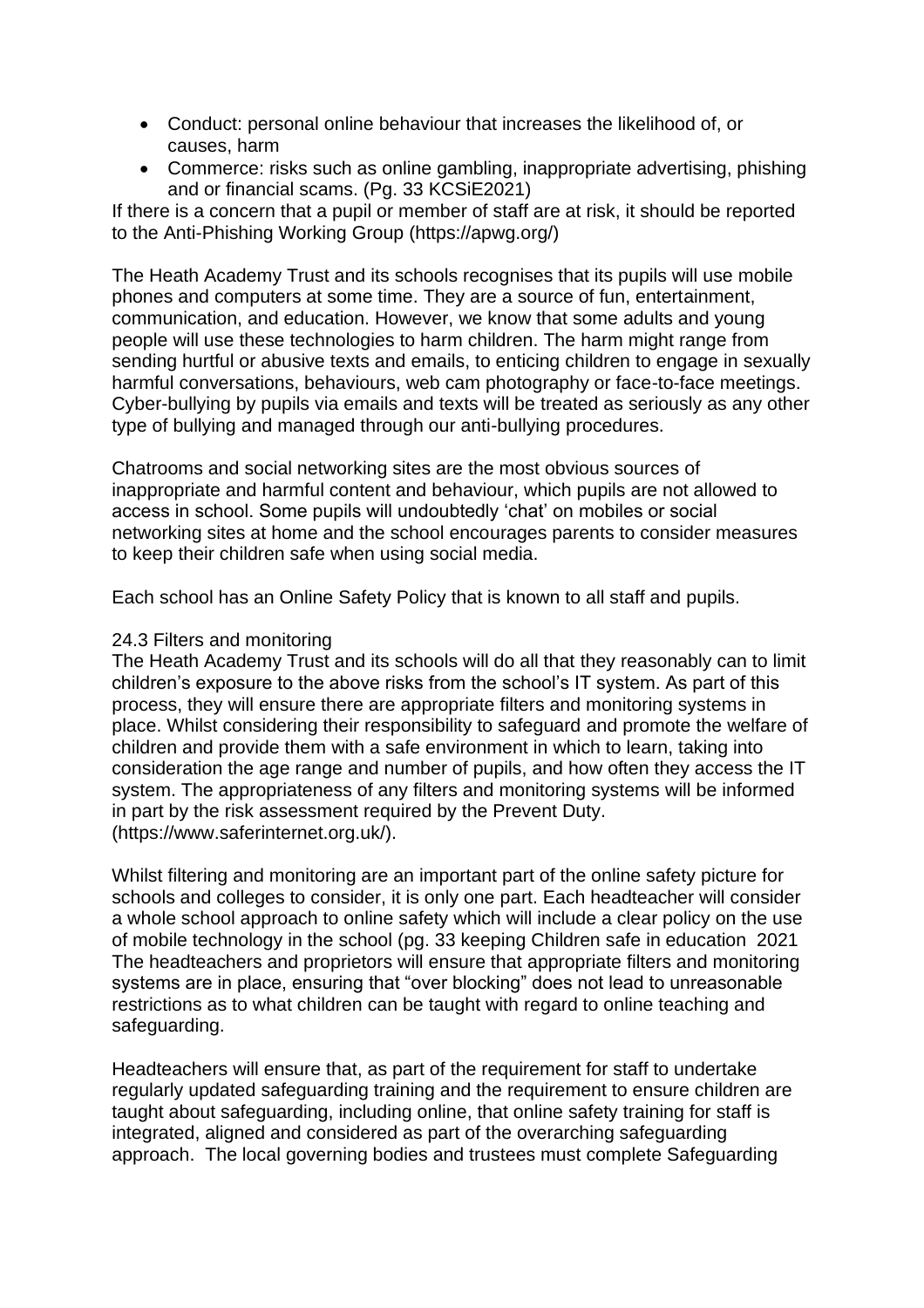- Conduct: personal online behaviour that increases the likelihood of, or causes, harm
- Commerce: risks such as online gambling, inappropriate advertising, phishing and or financial scams. (Pg. 33 KCSiE2021)

If there is a concern that a pupil or member of staff are at risk, it should be reported to the Anti-Phishing Working Group (https://apwg.org/)

The Heath Academy Trust and its schools recognises that its pupils will use mobile phones and computers at some time. They are a source of fun, entertainment, communication, and education. However, we know that some adults and young people will use these technologies to harm children. The harm might range from sending hurtful or abusive texts and emails, to enticing children to engage in sexually harmful conversations, behaviours, web cam photography or face-to-face meetings. Cyber-bullying by pupils via emails and texts will be treated as seriously as any other type of bullying and managed through our anti-bullying procedures.

Chatrooms and social networking sites are the most obvious sources of inappropriate and harmful content and behaviour, which pupils are not allowed to access in school. Some pupils will undoubtedly 'chat' on mobiles or social networking sites at home and the school encourages parents to consider measures to keep their children safe when using social media.

Each school has an Online Safety Policy that is known to all staff and pupils.

### 24.3 Filters and monitoring

The Heath Academy Trust and its schools will do all that they reasonably can to limit children's exposure to the above risks from the school's IT system. As part of this process, they will ensure there are appropriate filters and monitoring systems in place. Whilst considering their responsibility to safeguard and promote the welfare of children and provide them with a safe environment in which to learn, taking into consideration the age range and number of pupils, and how often they access the IT system. The appropriateness of any filters and monitoring systems will be informed in part by the risk assessment required by the Prevent Duty. (https://www.saferinternet.org.uk/).

Whilst filtering and monitoring are an important part of the online safety picture for schools and colleges to consider, it is only one part. Each headteacher will consider a whole school approach to online safety which will include a clear policy on the use of mobile technology in the school (pg. 33 keeping Children safe in education 2021 The headteachers and proprietors will ensure that appropriate filters and monitoring systems are in place, ensuring that "over blocking" does not lead to unreasonable restrictions as to what children can be taught with regard to online teaching and safeguarding.

Headteachers will ensure that, as part of the requirement for staff to undertake regularly updated safeguarding training and the requirement to ensure children are taught about safeguarding, including online, that online safety training for staff is integrated, aligned and considered as part of the overarching safeguarding approach. The local governing bodies and trustees must complete Safeguarding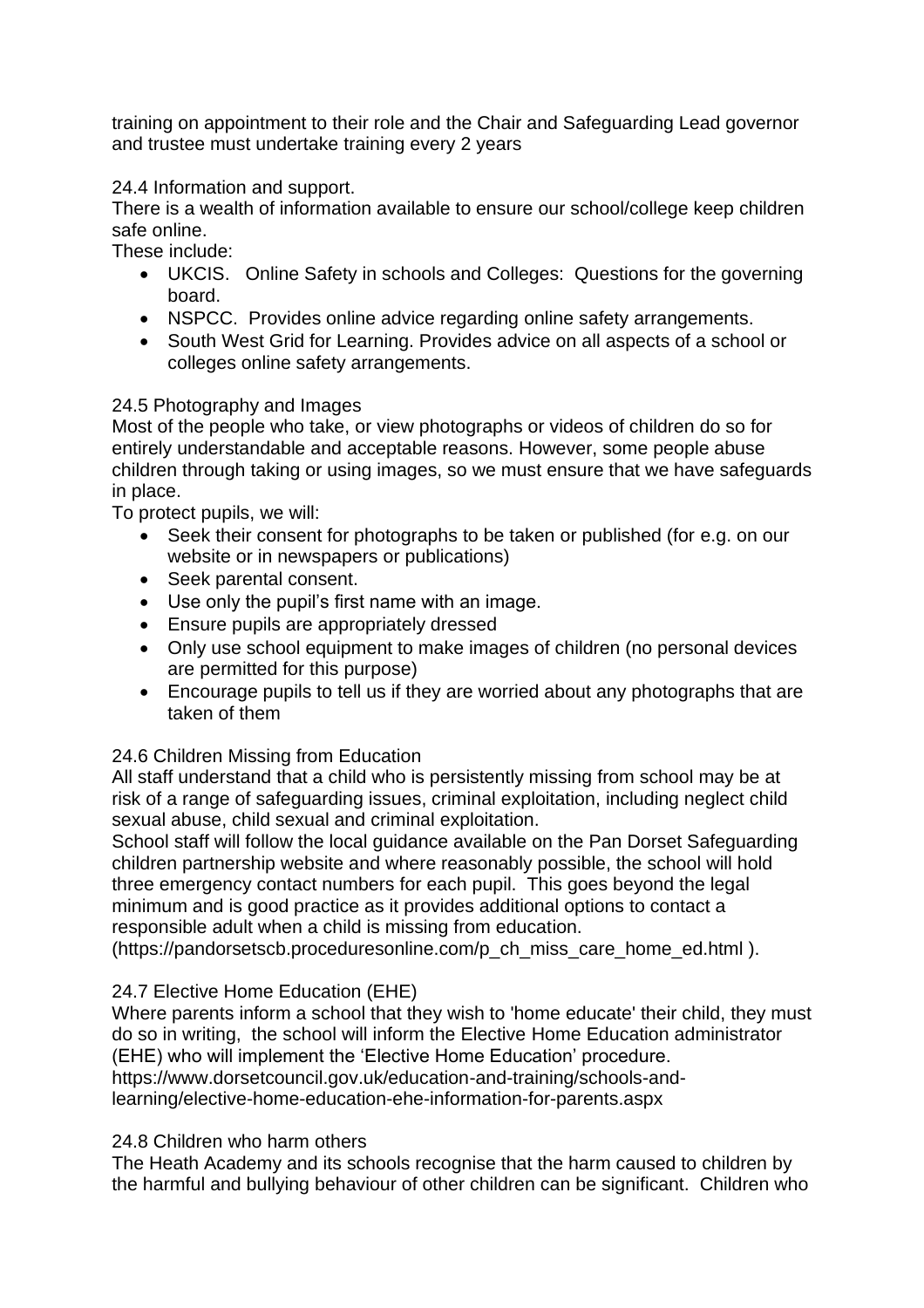training on appointment to their role and the Chair and Safeguarding Lead governor and trustee must undertake training every 2 years

24.4 Information and support.

There is a wealth of information available to ensure our school/college keep children safe online.

These include:

- UKCIS.  Online Safety in schools and Colleges:  Questions for the governing board.
- NSPCC.  Provides online advice regarding online safety arrangements.
- South West Grid for Learning. Provides advice on all aspects of a school or colleges online safety arrangements.

24.5 Photography and Images

Most of the people who take, or view photographs or videos of children do so for entirely understandable and acceptable reasons. However, some people abuse children through taking or using images, so we must ensure that we have safeguards in place.

To protect pupils, we will:

- Seek their consent for photographs to be taken or published (for e.g. on our website or in newspapers or publications)
- Seek parental consent.
- Use only the pupil's first name with an image.
- Ensure pupils are appropriately dressed
- Only use school equipment to make images of children (no personal devices are permitted for this purpose)
- Encourage pupils to tell us if they are worried about any photographs that are taken of them

24.6 Children Missing from Education

All staff understand that a child who is persistently missing from school may be at risk of a range of safeguarding issues, criminal exploitation, including neglect child sexual abuse, child sexual and criminal exploitation.

School staff will follow the local guidance available on the Pan Dorset Safeguarding children partnership website and where reasonably possible, the school will hold three emergency contact numbers for each pupil.  This goes beyond the legal minimum and is good practice as it provides additional options to contact a responsible adult when a child is missing from education.
(https://pandorsetscb.proceduresonline.com/p_ch_miss_care_home_ed.html ).

24.7 Elective Home Education (EHE)

Where parents inform a school that they wish to 'home educate' their child, they must do so in writing,  the school will inform the Elective Home Education administrator (EHE) who will implement the 'Elective Home Education' procedure.
https://www.dorsetcouncil.gov.uk/education-and-training/schools-and-learning/elective-home-education-ehe-information-for-parents.aspx

24.8 Children who harm others

The Heath Academy and its schools recognise that the harm caused to children by the harmful and bullying behaviour of other children can be significant.  Children who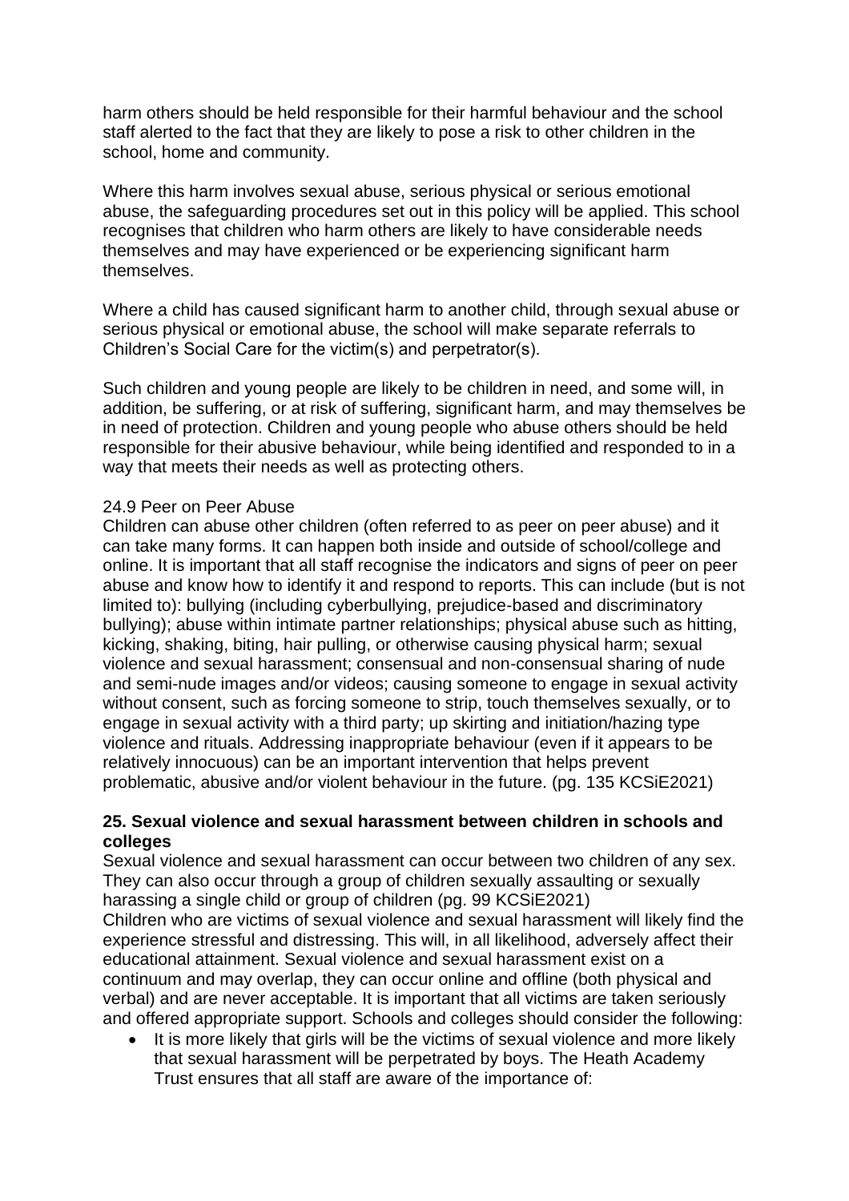harm others should be held responsible for their harmful behaviour and the school staff alerted to the fact that they are likely to pose a risk to other children in the school, home and community.

Where this harm involves sexual abuse, serious physical or serious emotional abuse, the safeguarding procedures set out in this policy will be applied. This school recognises that children who harm others are likely to have considerable needs themselves and may have experienced or be experiencing significant harm themselves.

Where a child has caused significant harm to another child, through sexual abuse or serious physical or emotional abuse, the school will make separate referrals to Children's Social Care for the victim(s) and perpetrator(s).

Such children and young people are likely to be children in need, and some will, in addition, be suffering, or at risk of suffering, significant harm, and may themselves be in need of protection. Children and young people who abuse others should be held responsible for their abusive behaviour, while being identified and responded to in a way that meets their needs as well as protecting others.

24.9 Peer on Peer Abuse

Children can abuse other children (often referred to as peer on peer abuse) and it can take many forms. It can happen both inside and outside of school/college and online. It is important that all staff recognise the indicators and signs of peer on peer abuse and know how to identify it and respond to reports. This can include (but is not limited to): bullying (including cyberbullying, prejudice-based and discriminatory bullying); abuse within intimate partner relationships; physical abuse such as hitting, kicking, shaking, biting, hair pulling, or otherwise causing physical harm; sexual violence and sexual harassment; consensual and non-consensual sharing of nude and semi-nude images and/or videos; causing someone to engage in sexual activity without consent, such as forcing someone to strip, touch themselves sexually, or to engage in sexual activity with a third party; up skirting and initiation/hazing type violence and rituals. Addressing inappropriate behaviour (even if it appears to be relatively innocuous) can be an important intervention that helps prevent problematic, abusive and/or violent behaviour in the future. (pg. 135 KCSiE2021)

## 25. Sexual violence and sexual harassment between children in schools and colleges

Sexual violence and sexual harassment can occur between two children of any sex. They can also occur through a group of children sexually assaulting or sexually harassing a single child or group of children (pg. 99 KCSiE2021)

Children who are victims of sexual violence and sexual harassment will likely find the experience stressful and distressing. This will, in all likelihood, adversely affect their educational attainment. Sexual violence and sexual harassment exist on a continuum and may overlap, they can occur online and offline (both physical and verbal) and are never acceptable. It is important that all victims are taken seriously and offered appropriate support. Schools and colleges should consider the following:

- It is more likely that girls will be the victims of sexual violence and more likely that sexual harassment will be perpetrated by boys. The Heath Academy Trust ensures that all staff are aware of the importance of: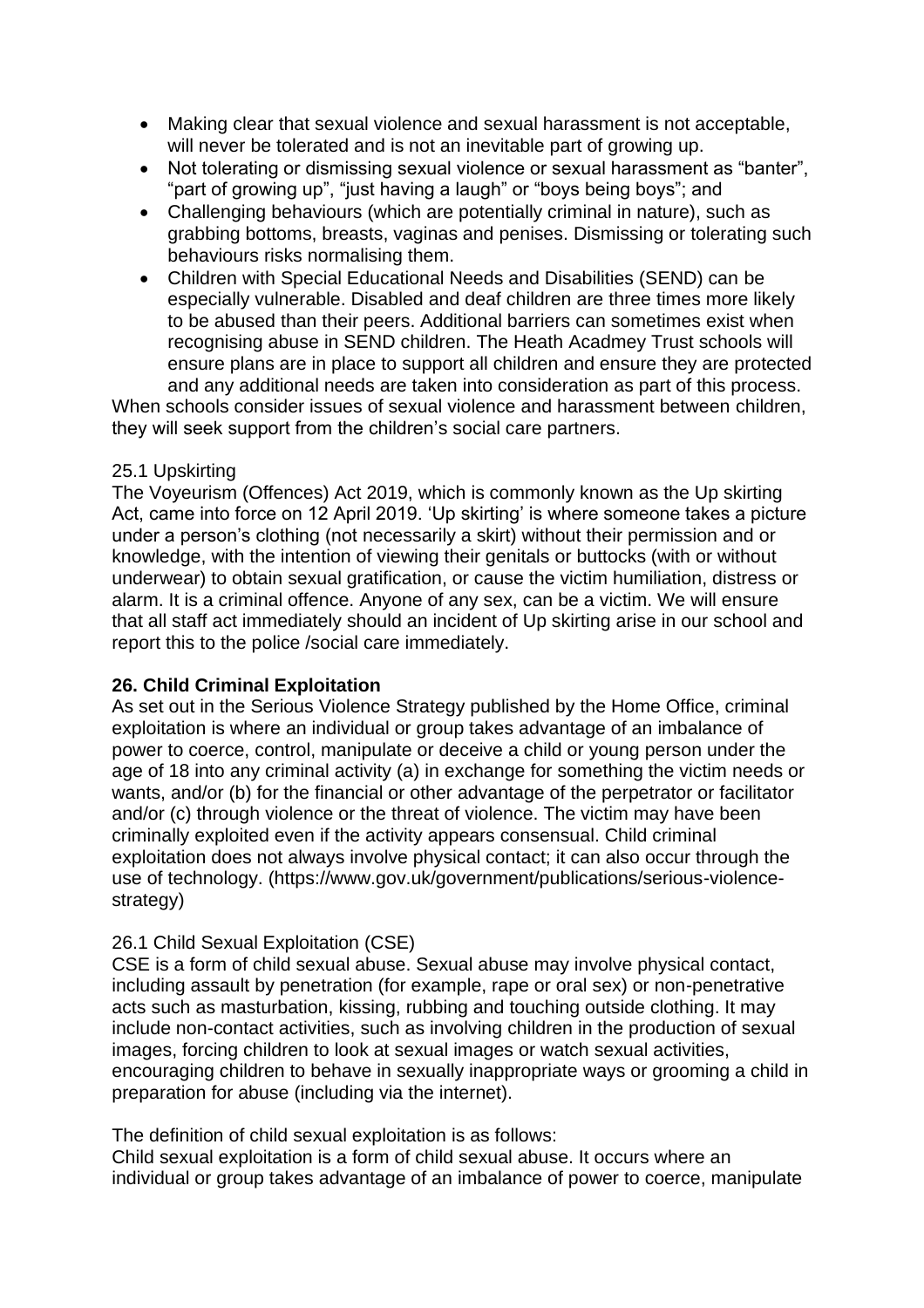- Making clear that sexual violence and sexual harassment is not acceptable, will never be tolerated and is not an inevitable part of growing up.
- Not tolerating or dismissing sexual violence or sexual harassment as "banter", "part of growing up", "just having a laugh" or "boys being boys"; and
- Challenging behaviours (which are potentially criminal in nature), such as grabbing bottoms, breasts, vaginas and penises. Dismissing or tolerating such behaviours risks normalising them.
- Children with Special Educational Needs and Disabilities (SEND) can be especially vulnerable. Disabled and deaf children are three times more likely to be abused than their peers. Additional barriers can sometimes exist when recognising abuse in SEND children. The Heath Acadmey Trust schools will ensure plans are in place to support all children and ensure they are protected and any additional needs are taken into consideration as part of this process.

When schools consider issues of sexual violence and harassment between children, they will seek support from the children's social care partners.

25.1 Upskirting

The Voyeurism (Offences) Act 2019, which is commonly known as the Up skirting Act, came into force on 12 April 2019. 'Up skirting' is where someone takes a picture under a person's clothing (not necessarily a skirt) without their permission and or knowledge, with the intention of viewing their genitals or buttocks (with or without underwear) to obtain sexual gratification, or cause the victim humiliation, distress or alarm. It is a criminal offence. Anyone of any sex, can be a victim. We will ensure that all staff act immediately should an incident of Up skirting arise in our school and report this to the police /social care immediately.

**26. Child Criminal Exploitation**

As set out in the Serious Violence Strategy published by the Home Office, criminal exploitation is where an individual or group takes advantage of an imbalance of power to coerce, control, manipulate or deceive a child or young person under the age of 18 into any criminal activity (a) in exchange for something the victim needs or wants, and/or (b) for the financial or other advantage of the perpetrator or facilitator and/or (c) through violence or the threat of violence. The victim may have been criminally exploited even if the activity appears consensual. Child criminal exploitation does not always involve physical contact; it can also occur through the use of technology. (https://www.gov.uk/government/publications/serious-violence-strategy)

26.1 Child Sexual Exploitation (CSE)

CSE is a form of child sexual abuse. Sexual abuse may involve physical contact, including assault by penetration (for example, rape or oral sex) or non-penetrative acts such as masturbation, kissing, rubbing and touching outside clothing. It may include non-contact activities, such as involving children in the production of sexual images, forcing children to look at sexual images or watch sexual activities, encouraging children to behave in sexually inappropriate ways or grooming a child in preparation for abuse (including via the internet).

The definition of child sexual exploitation is as follows:
Child sexual exploitation is a form of child sexual abuse. It occurs where an individual or group takes advantage of an imbalance of power to coerce, manipulate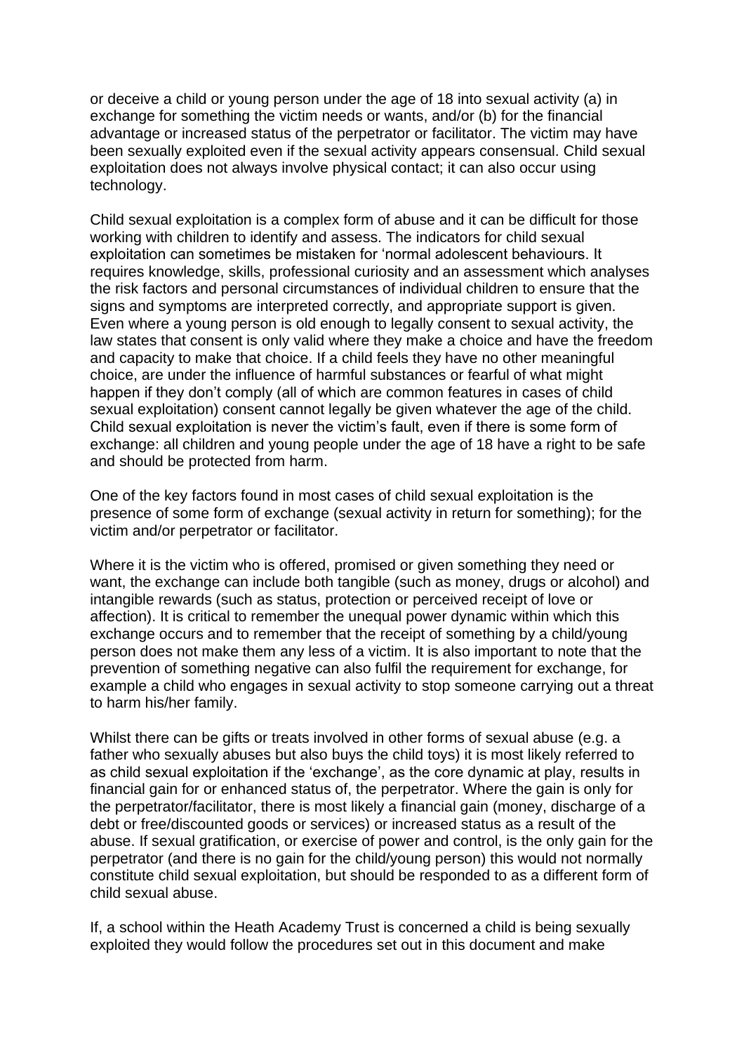or deceive a child or young person under the age of 18 into sexual activity (a) in exchange for something the victim needs or wants, and/or (b) for the financial advantage or increased status of the perpetrator or facilitator. The victim may have been sexually exploited even if the sexual activity appears consensual. Child sexual exploitation does not always involve physical contact; it can also occur using technology.

Child sexual exploitation is a complex form of abuse and it can be difficult for those working with children to identify and assess. The indicators for child sexual exploitation can sometimes be mistaken for 'normal adolescent behaviours. It requires knowledge, skills, professional curiosity and an assessment which analyses the risk factors and personal circumstances of individual children to ensure that the signs and symptoms are interpreted correctly, and appropriate support is given. Even where a young person is old enough to legally consent to sexual activity, the law states that consent is only valid where they make a choice and have the freedom and capacity to make that choice. If a child feels they have no other meaningful choice, are under the influence of harmful substances or fearful of what might happen if they don't comply (all of which are common features in cases of child sexual exploitation) consent cannot legally be given whatever the age of the child. Child sexual exploitation is never the victim's fault, even if there is some form of exchange: all children and young people under the age of 18 have a right to be safe and should be protected from harm.

One of the key factors found in most cases of child sexual exploitation is the presence of some form of exchange (sexual activity in return for something); for the victim and/or perpetrator or facilitator.

Where it is the victim who is offered, promised or given something they need or want, the exchange can include both tangible (such as money, drugs or alcohol) and intangible rewards (such as status, protection or perceived receipt of love or affection). It is critical to remember the unequal power dynamic within which this exchange occurs and to remember that the receipt of something by a child/young person does not make them any less of a victim. It is also important to note that the prevention of something negative can also fulfil the requirement for exchange, for example a child who engages in sexual activity to stop someone carrying out a threat to harm his/her family.

Whilst there can be gifts or treats involved in other forms of sexual abuse (e.g. a father who sexually abuses but also buys the child toys) it is most likely referred to as child sexual exploitation if the 'exchange', as the core dynamic at play, results in financial gain for or enhanced status of, the perpetrator. Where the gain is only for the perpetrator/facilitator, there is most likely a financial gain (money, discharge of a debt or free/discounted goods or services) or increased status as a result of the abuse. If sexual gratification, or exercise of power and control, is the only gain for the perpetrator (and there is no gain for the child/young person) this would not normally constitute child sexual exploitation, but should be responded to as a different form of child sexual abuse.

If, a school within the Heath Academy Trust is concerned a child is being sexually exploited they would follow the procedures set out in this document and make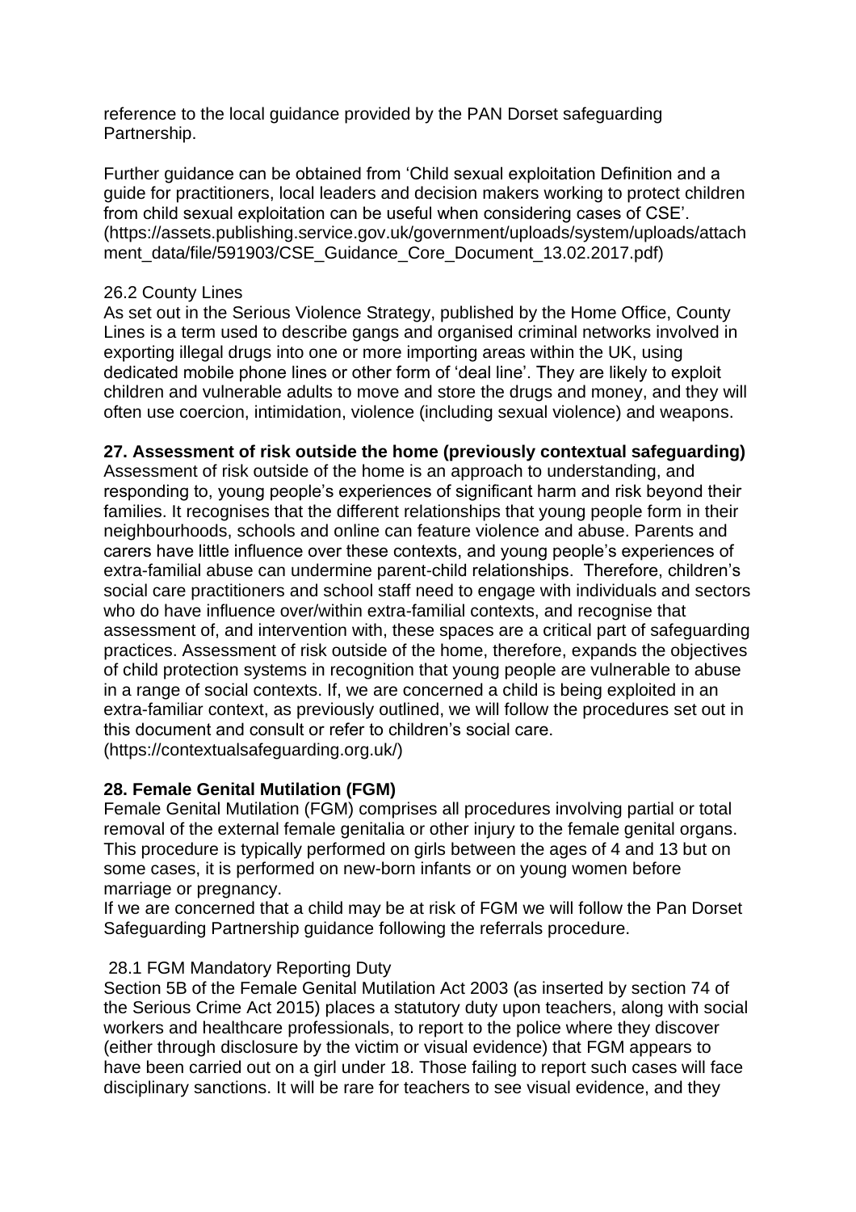reference to the local guidance provided by the PAN Dorset safeguarding Partnership.

Further guidance can be obtained from 'Child sexual exploitation Definition and a guide for practitioners, local leaders and decision makers working to protect children from child sexual exploitation can be useful when considering cases of CSE'. (https://assets.publishing.service.gov.uk/government/uploads/system/uploads/attachment_data/file/591903/CSE_Guidance_Core_Document_13.02.2017.pdf)

26.2 County Lines

As set out in the Serious Violence Strategy, published by the Home Office, County Lines is a term used to describe gangs and organised criminal networks involved in exporting illegal drugs into one or more importing areas within the UK, using dedicated mobile phone lines or other form of 'deal line'. They are likely to exploit children and vulnerable adults to move and store the drugs and money, and they will often use coercion, intimidation, violence (including sexual violence) and weapons.

**27. Assessment of risk outside the home (previously contextual safeguarding)**

Assessment of risk outside of the home is an approach to understanding, and responding to, young people's experiences of significant harm and risk beyond their families. It recognises that the different relationships that young people form in their neighbourhoods, schools and online can feature violence and abuse. Parents and carers have little influence over these contexts, and young people's experiences of extra-familial abuse can undermine parent-child relationships. Therefore, children's social care practitioners and school staff need to engage with individuals and sectors who do have influence over/within extra-familial contexts, and recognise that assessment of, and intervention with, these spaces are a critical part of safeguarding practices. Assessment of risk outside of the home, therefore, expands the objectives of child protection systems in recognition that young people are vulnerable to abuse in a range of social contexts. If, we are concerned a child is being exploited in an extra-familiar context, as previously outlined, we will follow the procedures set out in this document and consult or refer to children's social care. (https://contextualsafeguarding.org.uk/)

**28. Female Genital Mutilation (FGM)**

Female Genital Mutilation (FGM) comprises all procedures involving partial or total removal of the external female genitalia or other injury to the female genital organs. This procedure is typically performed on girls between the ages of 4 and 13 but on some cases, it is performed on new-born infants or on young women before marriage or pregnancy.

If we are concerned that a child may be at risk of FGM we will follow the Pan Dorset Safeguarding Partnership guidance following the referrals procedure.

28.1 FGM Mandatory Reporting Duty

Section 5B of the Female Genital Mutilation Act 2003 (as inserted by section 74 of the Serious Crime Act 2015) places a statutory duty upon teachers, along with social workers and healthcare professionals, to report to the police where they discover (either through disclosure by the victim or visual evidence) that FGM appears to have been carried out on a girl under 18. Those failing to report such cases will face disciplinary sanctions. It will be rare for teachers to see visual evidence, and they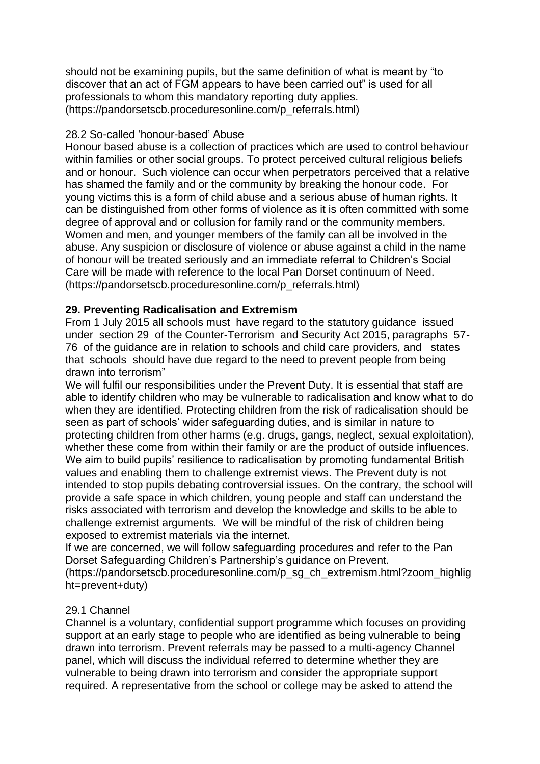should not be examining pupils, but the same definition of what is meant by "to discover that an act of FGM appears to have been carried out" is used for all professionals to whom this mandatory reporting duty applies. (https://pandorsetscb.proceduresonline.com/p_referrals.html)

28.2 So-called 'honour-based' Abuse

Honour based abuse is a collection of practices which are used to control behaviour within families or other social groups. To protect perceived cultural religious beliefs and or honour. Such violence can occur when perpetrators perceived that a relative has shamed the family and or the community by breaking the honour code. For young victims this is a form of child abuse and a serious abuse of human rights. It can be distinguished from other forms of violence as it is often committed with some degree of approval and or collusion for family rand or the community members. Women and men, and younger members of the family can all be involved in the abuse. Any suspicion or disclosure of violence or abuse against a child in the name of honour will be treated seriously and an immediate referral to Children's Social Care will be made with reference to the local Pan Dorset continuum of Need. (https://pandorsetscb.proceduresonline.com/p_referrals.html)

**29. Preventing Radicalisation and Extremism**

From 1 July 2015 all schools must have regard to the statutory guidance issued under section 29 of the Counter-Terrorism and Security Act 2015, paragraphs 57-76 of the guidance are in relation to schools and child care providers, and states that schools should have due regard to the need to prevent people from being drawn into terrorism"

We will fulfil our responsibilities under the Prevent Duty. It is essential that staff are able to identify children who may be vulnerable to radicalisation and know what to do when they are identified. Protecting children from the risk of radicalisation should be seen as part of schools' wider safeguarding duties, and is similar in nature to protecting children from other harms (e.g. drugs, gangs, neglect, sexual exploitation), whether these come from within their family or are the product of outside influences. We aim to build pupils' resilience to radicalisation by promoting fundamental British values and enabling them to challenge extremist views. The Prevent duty is not intended to stop pupils debating controversial issues. On the contrary, the school will provide a safe space in which children, young people and staff can understand the risks associated with terrorism and develop the knowledge and skills to be able to challenge extremist arguments. We will be mindful of the risk of children being exposed to extremist materials via the internet.

If we are concerned, we will follow safeguarding procedures and refer to the Pan Dorset Safeguarding Children's Partnership's guidance on Prevent. (https://pandorsetscb.proceduresonline.com/p_sg_ch_extremism.html?zoom_highlight=prevent+duty)

29.1 Channel

Channel is a voluntary, confidential support programme which focuses on providing support at an early stage to people who are identified as being vulnerable to being drawn into terrorism. Prevent referrals may be passed to a multi-agency Channel panel, which will discuss the individual referred to determine whether they are vulnerable to being drawn into terrorism and consider the appropriate support required. A representative from the school or college may be asked to attend the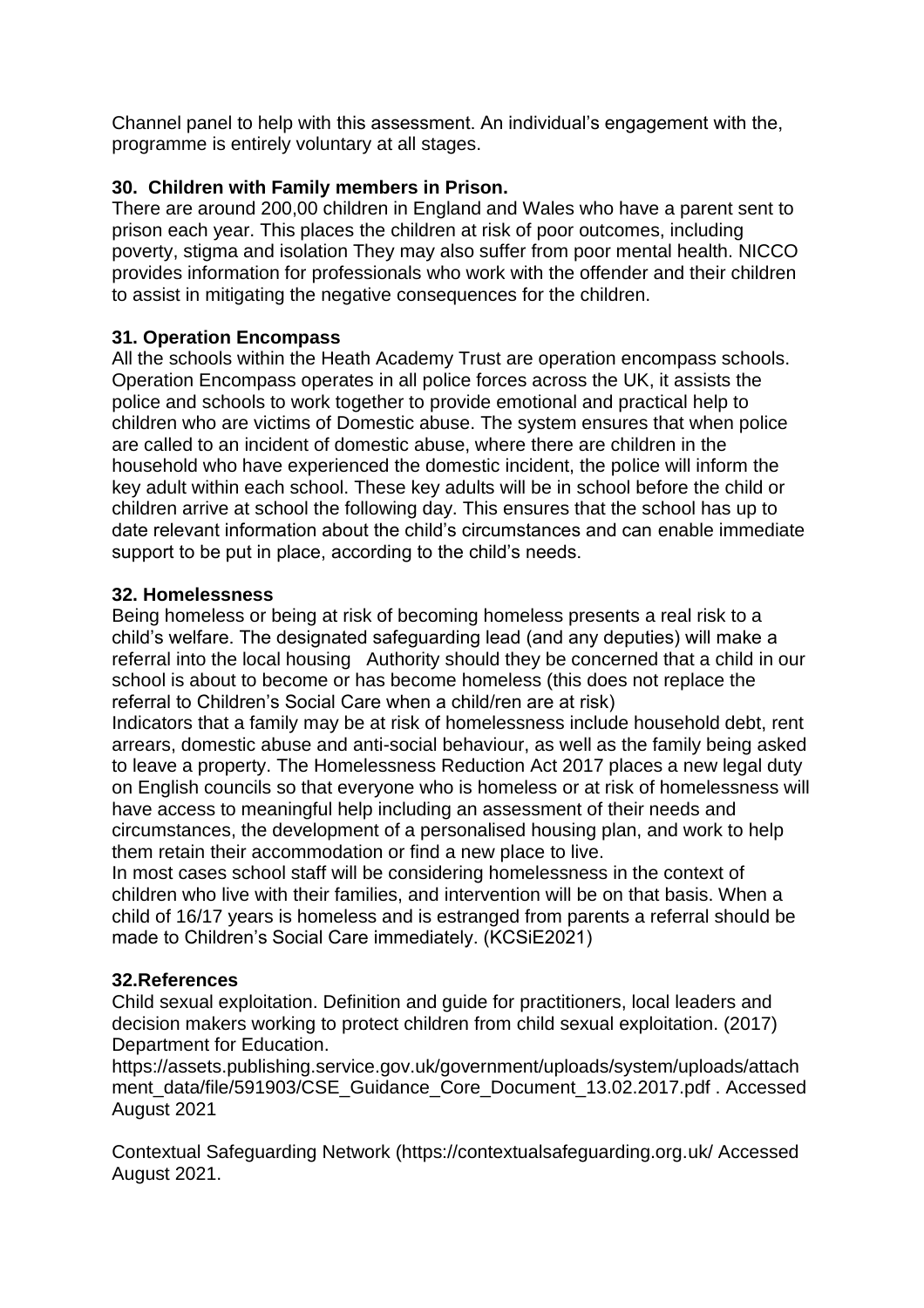Channel panel to help with this assessment. An individual's engagement with the, programme is entirely voluntary at all stages.

**30. Children with Family members in Prison.**

There are around 200,00 children in England and Wales who have a parent sent to prison each year. This places the children at risk of poor outcomes, including poverty, stigma and isolation They may also suffer from poor mental health. NICCO provides information for professionals who work with the offender and their children to assist in mitigating the negative consequences for the children.

**31. Operation Encompass**

All the schools within the Heath Academy Trust are operation encompass schools. Operation Encompass operates in all police forces across the UK, it assists the police and schools to work together to provide emotional and practical help to children who are victims of Domestic abuse. The system ensures that when police are called to an incident of domestic abuse, where there are children in the household who have experienced the domestic incident, the police will inform the key adult within each school. These key adults will be in school before the child or children arrive at school the following day. This ensures that the school has up to date relevant information about the child's circumstances and can enable immediate support to be put in place, according to the child's needs.

**32. Homelessness**

Being homeless or being at risk of becoming homeless presents a real risk to a child's welfare. The designated safeguarding lead (and any deputies) will make a referral into the local housing Authority should they be concerned that a child in our school is about to become or has become homeless (this does not replace the referral to Children's Social Care when a child/ren are at risk)

Indicators that a family may be at risk of homelessness include household debt, rent arrears, domestic abuse and anti-social behaviour, as well as the family being asked to leave a property. The Homelessness Reduction Act 2017 places a new legal duty on English councils so that everyone who is homeless or at risk of homelessness will have access to meaningful help including an assessment of their needs and circumstances, the development of a personalised housing plan, and work to help them retain their accommodation or find a new place to live.

In most cases school staff will be considering homelessness in the context of children who live with their families, and intervention will be on that basis. When a child of 16/17 years is homeless and is estranged from parents a referral should be made to Children's Social Care immediately. (KCSiE2021)

**32.References**

Child sexual exploitation. Definition and guide for practitioners, local leaders and decision makers working to protect children from child sexual exploitation. (2017) Department for Education.
https://assets.publishing.service.gov.uk/government/uploads/system/uploads/attachment_data/file/591903/CSE_Guidance_Core_Document_13.02.2017.pdf . Accessed August 2021

Contextual Safeguarding Network (https://contextualsafeguarding.org.uk/ Accessed August 2021.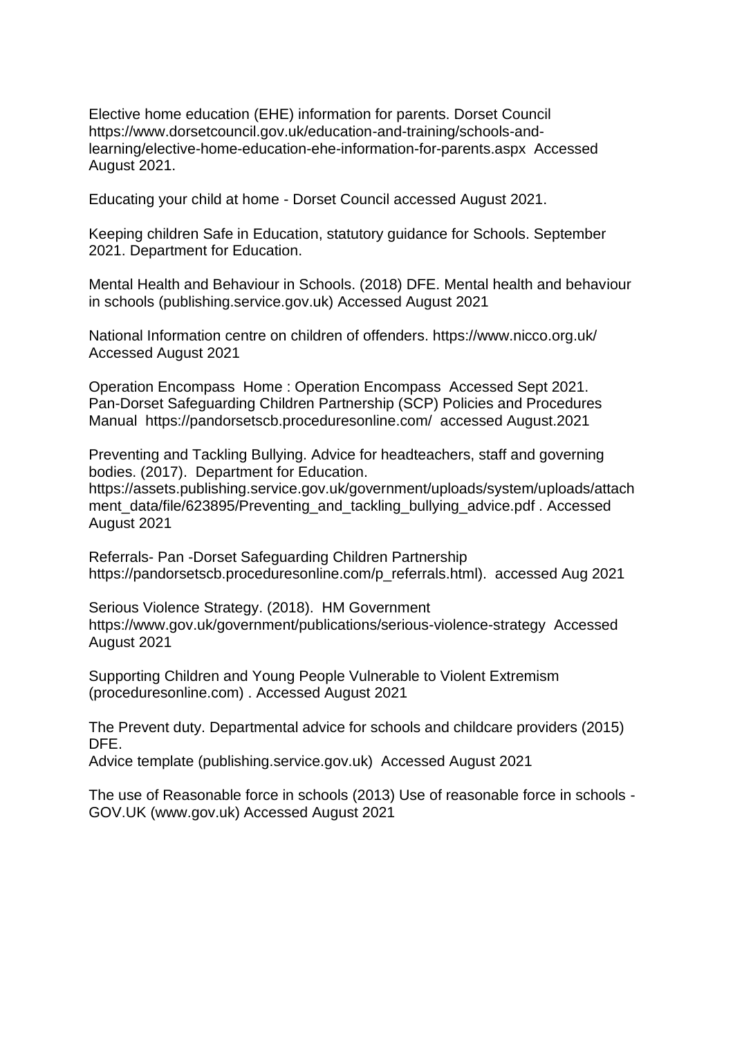Elective home education (EHE) information for parents. Dorset Council https://www.dorsetcouncil.gov.uk/education-and-training/schools-and-learning/elective-home-education-ehe-information-for-parents.aspx Accessed August 2021.

Educating your child at home - Dorset Council accessed August 2021.

Keeping children Safe in Education, statutory guidance for Schools. September 2021. Department for Education.

Mental Health and Behaviour in Schools. (2018) DFE. Mental health and behaviour in schools (publishing.service.gov.uk) Accessed August 2021

National Information centre on children of offenders. https://www.nicco.org.uk/ Accessed August 2021

Operation Encompass Home : Operation Encompass Accessed Sept 2021.
Pan-Dorset Safeguarding Children Partnership (SCP) Policies and Procedures Manual https://pandorsetscb.proceduresonline.com/ accessed August.2021

Preventing and Tackling Bullying. Advice for headteachers, staff and governing bodies. (2017). Department for Education.
https://assets.publishing.service.gov.uk/government/uploads/system/uploads/attachment_data/file/623895/Preventing_and_tackling_bullying_advice.pdf . Accessed August 2021

Referrals- Pan -Dorset Safeguarding Children Partnership https://pandorsetscb.proceduresonline.com/p_referrals.html). accessed Aug 2021

Serious Violence Strategy. (2018). HM Government
https://www.gov.uk/government/publications/serious-violence-strategy Accessed August 2021

Supporting Children and Young People Vulnerable to Violent Extremism (proceduresonline.com) . Accessed August 2021

The Prevent duty. Departmental advice for schools and childcare providers (2015) DFE.
Advice template (publishing.service.gov.uk) Accessed August 2021

The use of Reasonable force in schools (2013) Use of reasonable force in schools - GOV.UK (www.gov.uk) Accessed August 2021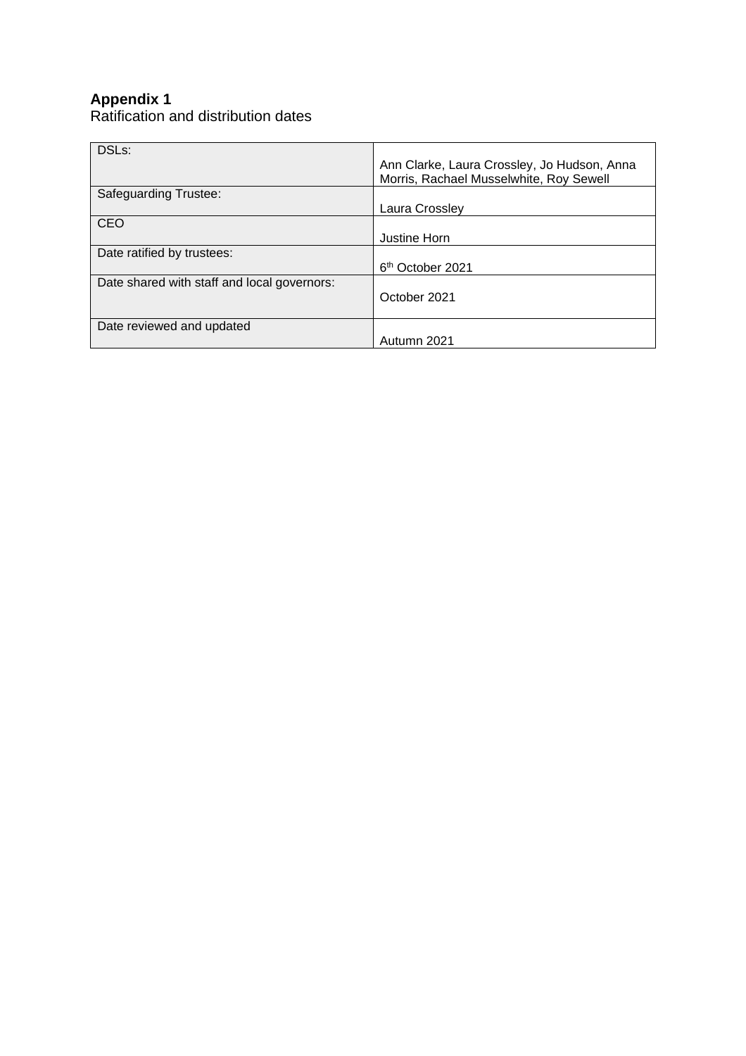**Appendix 1**

Ratification and distribution dates

| | |
|---|---|
| DSLs: | Ann Clarke, Laura Crossley, Jo Hudson, Anna Morris, Rachael Musselwhite, Roy Sewell |
| Safeguarding Trustee: | Laura Crossley |
| CEO | Justine Horn |
| Date ratified by trustees: | 6th October 2021 |
| Date shared with staff and local governors: | October 2021 |
| Date reviewed and updated | Autumn 2021 |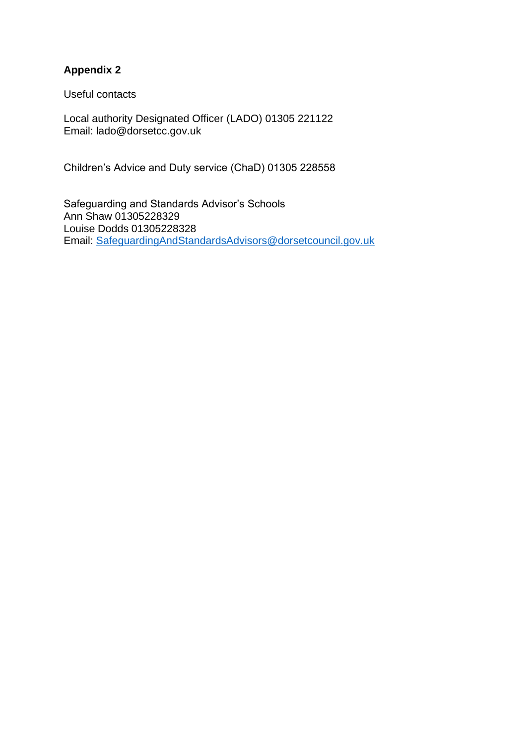**Appendix 2**

Useful contacts

Local authority Designated Officer (LADO) 01305 221122
Email: lado@dorsetcc.gov.uk

Children's Advice and Duty service (ChaD) 01305 228558

Safeguarding and Standards Advisor's Schools
Ann Shaw 01305228329
Louise Dodds 01305228328
Email: SafeguardingAndStandardsAdvisors@dorsetcouncil.gov.uk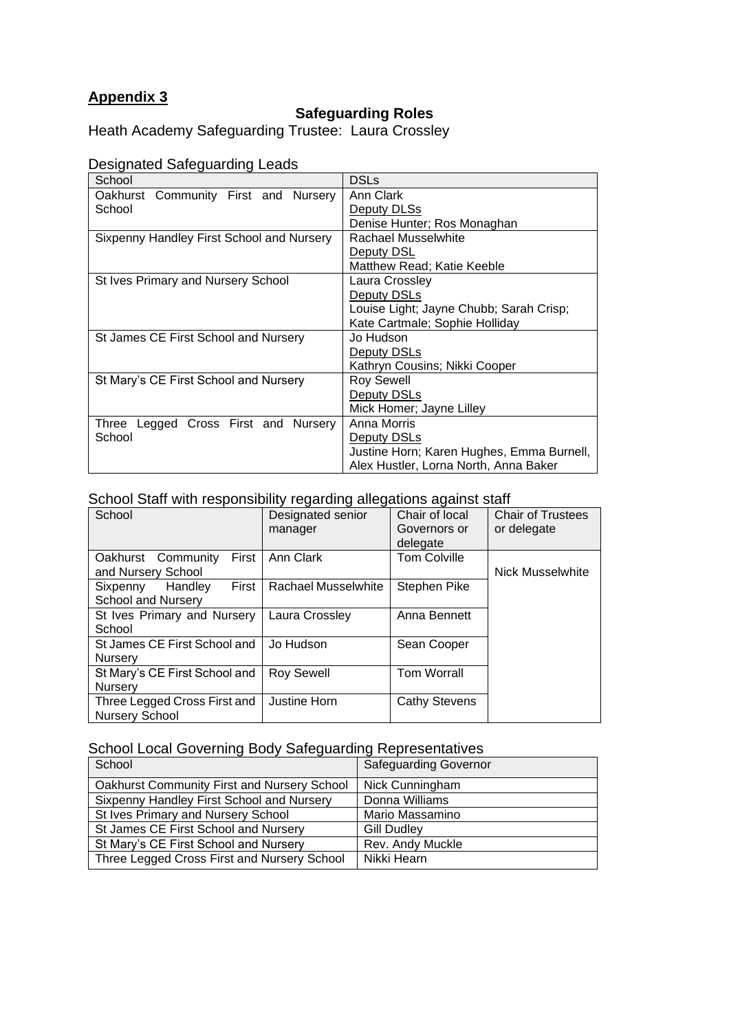**Appendix 3**

**Safeguarding Roles**

Heath Academy Safeguarding Trustee: Laura Crossley

Designated Safeguarding Leads

| School | DSLs |
| --- | --- |
| Oakhurst Community First and Nursery School | Ann Clark<br>Deputy DLSs<br>Denise Hunter; Ros Monaghan |
| Sixpenny Handley First School and Nursery | Rachael Musselwhite<br>Deputy DSL<br>Matthew Read; Katie Keeble |
| St Ives Primary and Nursery School | Laura Crossley<br>Deputy DSLs<br>Louise Light; Jayne Chubb; Sarah Crisp; Kate Cartmale; Sophie Holliday |
| St James CE First School and Nursery | Jo Hudson<br>Deputy DSLs<br>Kathryn Cousins; Nikki Cooper |
| St Mary's CE First School and Nursery | Roy Sewell<br>Deputy DSLs<br>Mick Homer; Jayne Lilley |
| Three Legged Cross First and Nursery School | Anna Morris<br>Deputy DSLs<br>Justine Horn; Karen Hughes, Emma Burnell, Alex Hustler, Lorna North, Anna Baker |

School Staff with responsibility regarding allegations against staff

| School | Designated senior manager | Chair of local Governors or delegate | Chair of Trustees or delegate |
| --- | --- | --- | --- |
| Oakhurst Community First and Nursery School | Ann Clark | Tom Colville | Nick Musselwhite |
| Sixpenny Handley First School and Nursery | Rachael Musselwhite | Stephen Pike | |
| St Ives Primary and Nursery School | Laura Crossley | Anna Bennett | |
| St James CE First School and Nursery | Jo Hudson | Sean Cooper | |
| St Mary's CE First School and Nursery | Roy Sewell | Tom Worrall | |
| Three Legged Cross First and Nursery School | Justine Horn | Cathy Stevens | |

School Local Governing Body Safeguarding Representatives

| School | Safeguarding Governor |
| --- | --- |
| Oakhurst Community First and Nursery School | Nick Cunningham |
| Sixpenny Handley First School and Nursery | Donna Williams |
| St Ives Primary and Nursery School | Mario Massamino |
| St James CE First School and Nursery | Gill Dudley |
| St Mary's CE First School and Nursery | Rev. Andy Muckle |
| Three Legged Cross First and Nursery School | Nikki Hearn |